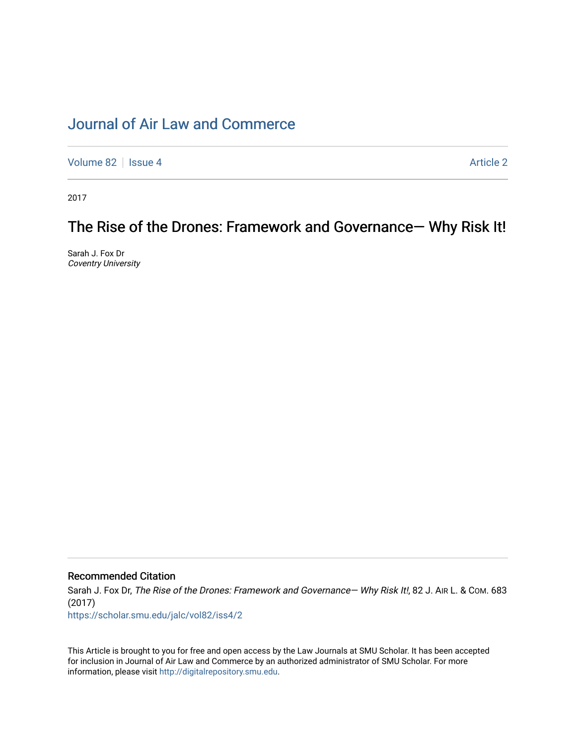# Journal of Air Law and Commerce

Volume 82 | Issue 4 Article 2

2017

## The Rise of the Drones: Framework and Governance— Why Risk It!

Sarah J. Fox Dr
*Coventry University*

### Recommended Citation

Sarah J. Fox Dr, *The Rise of the Drones: Framework and Governance— Why Risk It!*, 82 J. AIR L. & COM. 683 (2017)
https://scholar.smu.edu/jalc/vol82/iss4/2

This Article is brought to you for free and open access by the Law Journals at SMU Scholar. It has been accepted for inclusion in Journal of Air Law and Commerce by an authorized administrator of SMU Scholar. For more information, please visit http://digitalrepository.smu.edu.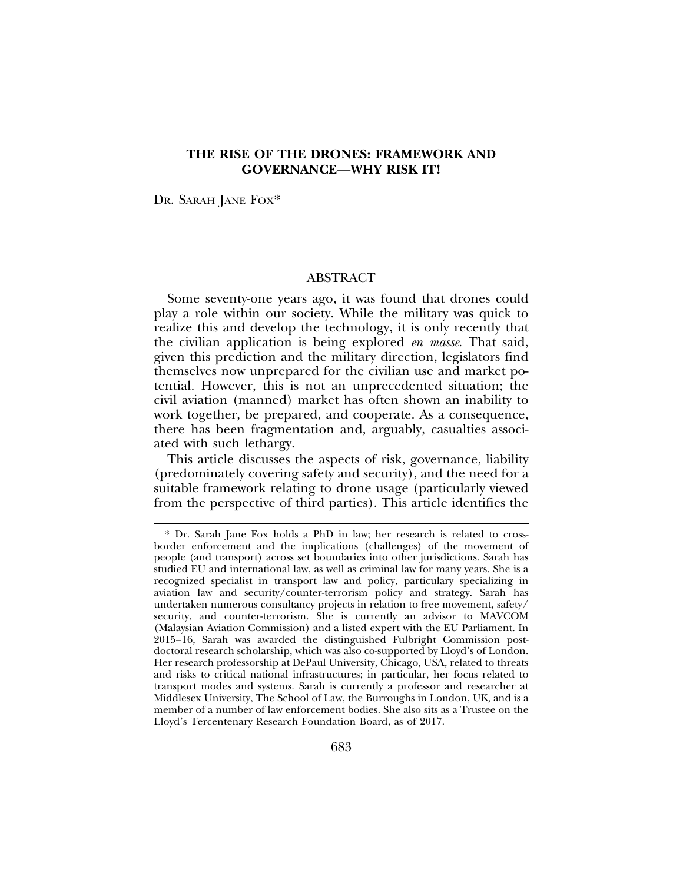# THE RISE OF THE DRONES: FRAMEWORK AND GOVERNANCE—WHY RISK IT!

DR. SARAH JANE FOX*

## ABSTRACT

Some seventy-one years ago, it was found that drones could play a role within our society. While the military was quick to realize this and develop the technology, it is only recently that the civilian application is being explored *en masse*. That said, given this prediction and the military direction, legislators find themselves now unprepared for the civilian use and market potential. However, this is not an unprecedented situation; the civil aviation (manned) market has often shown an inability to work together, be prepared, and cooperate. As a consequence, there has been fragmentation and, arguably, casualties associated with such lethargy.

This article discusses the aspects of risk, governance, liability (predominately covering safety and security), and the need for a suitable framework relating to drone usage (particularly viewed from the perspective of third parties). This article identifies the

---

* Dr. Sarah Jane Fox holds a PhD in law; her research is related to cross-border enforcement and the implications (challenges) of the movement of people (and transport) across set boundaries into other jurisdictions. Sarah has studied EU and international law, as well as criminal law for many years. She is a recognized specialist in transport law and policy, particulary specializing in aviation law and security/counter-terrorism policy and strategy. Sarah has undertaken numerous consultancy projects in relation to free movement, safety/security, and counter-terrorism. She is currently an advisor to MAVCOM (Malaysian Aviation Commission) and a listed expert with the EU Parliament. In 2015–16, Sarah was awarded the distinguished Fulbright Commission post-doctoral research scholarship, which was also co-supported by Lloyd's of London. Her research professorship at DePaul University, Chicago, USA, related to threats and risks to critical national infrastructures; in particular, her focus related to transport modes and systems. Sarah is currently a professor and researcher at Middlesex University, The School of Law, the Burroughs in London, UK, and is a member of a number of law enforcement bodies. She also sits as a Trustee on the Lloyd's Tercentenary Research Foundation Board, as of 2017.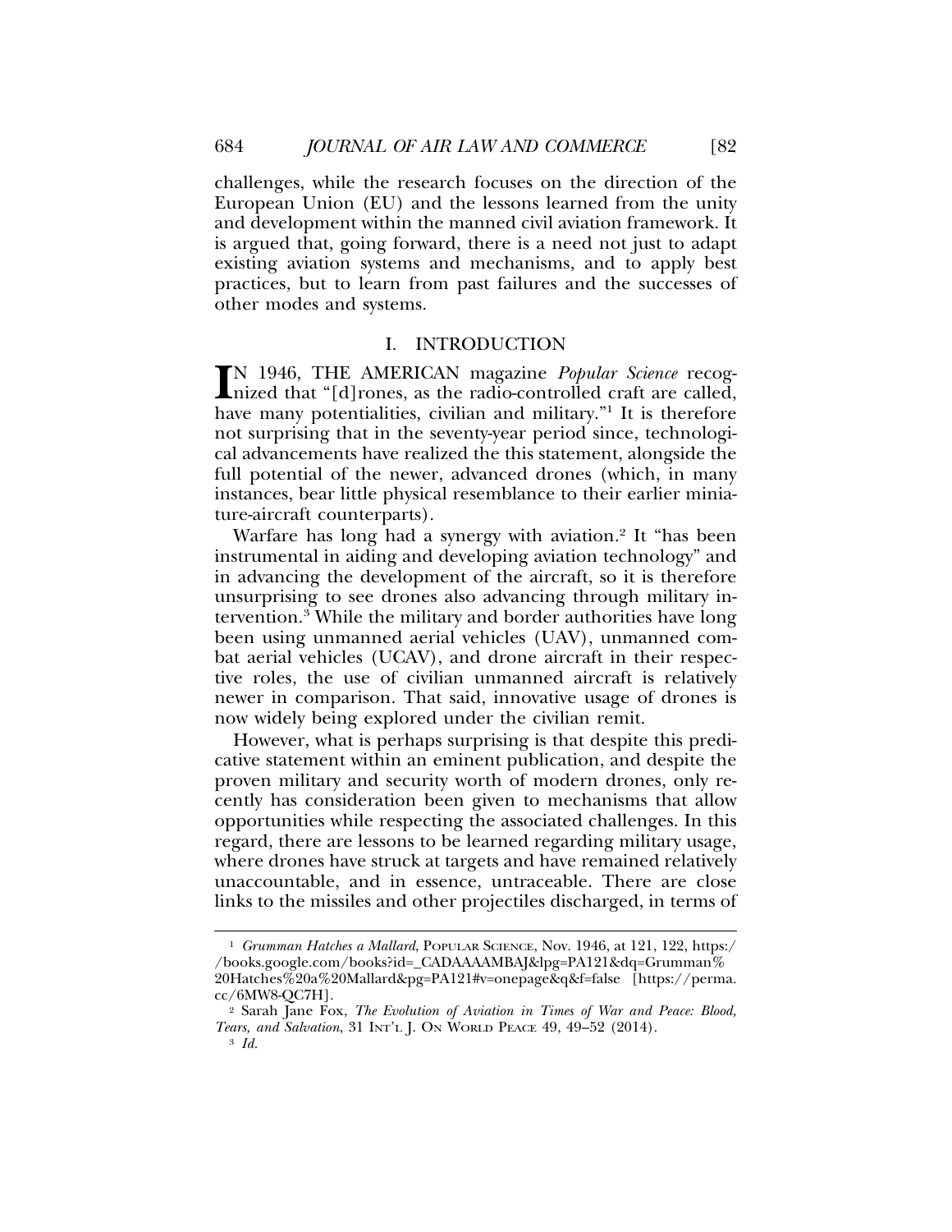challenges, while the research focuses on the direction of the European Union (EU) and the lessons learned from the unity and development within the manned civil aviation framework. It is argued that, going forward, there is a need not just to adapt existing aviation systems and mechanisms, and to apply best practices, but to learn from past failures and the successes of other modes and systems.

## I. INTRODUCTION

IN 1946, THE AMERICAN magazine *Popular Science* recognized that "[d]rones, as the radio-controlled craft are called, have many potentialities, civilian and military."[1] It is therefore not surprising that in the seventy-year period since, technological advancements have realized the this statement, alongside the full potential of the newer, advanced drones (which, in many instances, bear little physical resemblance to their earlier miniature-aircraft counterparts).

Warfare has long had a synergy with aviation.[2] It "has been instrumental in aiding and developing aviation technology" and in advancing the development of the aircraft, so it is therefore unsurprising to see drones also advancing through military intervention.[3] While the military and border authorities have long been using unmanned aerial vehicles (UAV), unmanned combat aerial vehicles (UCAV), and drone aircraft in their respective roles, the use of civilian unmanned aircraft is relatively newer in comparison. That said, innovative usage of drones is now widely being explored under the civilian remit.

However, what is perhaps surprising is that despite this predicative statement within an eminent publication, and despite the proven military and security worth of modern drones, only recently has consideration been given to mechanisms that allow opportunities while respecting the associated challenges. In this regard, there are lessons to be learned regarding military usage, where drones have struck at targets and have remained relatively unaccountable, and in essence, untraceable. There are close links to the missiles and other projectiles discharged, in terms of

---

[1] *Grumman Hatches a Mallard*, POPULAR SCIENCE, Nov. 1946, at 121, 122, https://books.google.com/books?id=_CADAAAAMBAJ&lpg=PA121&dq=Grumman%20Hatches%20a%20Mallard&pg=PA121#v=onepage&q&f=false [https://perma.cc/6MW8-QC7H].

[2] Sarah Jane Fox, *The Evolution of Aviation in Times of War and Peace: Blood, Tears, and Salvation*, 31 INT'L J. ON WORLD PEACE 49, 49–52 (2014).

[3] *Id.*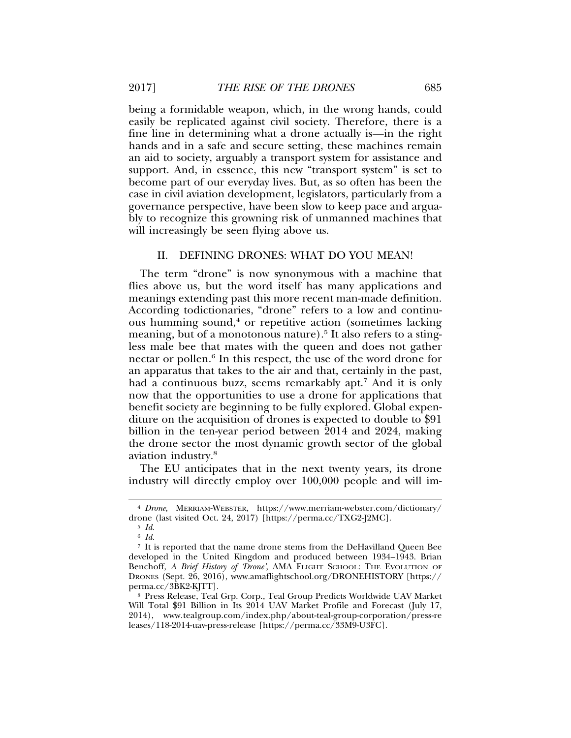being a formidable weapon, which, in the wrong hands, could easily be replicated against civil society. Therefore, there is a fine line in determining what a drone actually is—in the right hands and in a safe and secure setting, these machines remain an aid to society, arguably a transport system for assistance and support. And, in essence, this new "transport system" is set to become part of our everyday lives. But, as so often has been the case in civil aviation development, legislators, particularly from a governance perspective, have been slow to keep pace and arguably to recognize this growning risk of unmanned machines that will increasingly be seen flying above us.

## II. DEFINING DRONES: WHAT DO YOU MEAN!

The term "drone" is now synonymous with a machine that flies above us, but the word itself has many applications and meanings extending past this more recent man-made definition. According todictionaries, "drone" refers to a low and continuous humming sound,[4] or repetitive action (sometimes lacking meaning, but of a monotonous nature).[5] It also refers to a stingless male bee that mates with the queen and does not gather nectar or pollen.[6] In this respect, the use of the word drone for an apparatus that takes to the air and that, certainly in the past, had a continuous buzz, seems remarkably apt.[7] And it is only now that the opportunities to use a drone for applications that benefit society are beginning to be fully explored. Global expenditure on the acquisition of drones is expected to double to $91 billion in the ten-year period between 2014 and 2024, making the drone sector the most dynamic growth sector of the global aviation industry.[8]

The EU anticipates that in the next twenty years, its drone industry will directly employ over 100,000 people and will im-

---

[4] *Drone*, MERRIAM-WEBSTER, https://www.merriam-webster.com/dictionary/drone (last visited Oct. 24, 2017) [https://perma.cc/TXG2-J2MC].

[5] *Id.*

[6] *Id.*

[7] It is reported that the name drone stems from the DeHavilland Queen Bee developed in the United Kingdom and produced between 1934–1943. Brian Benchoff, *A Brief History of 'Drone'*, AMA FLIGHT SCHOOL: THE EVOLUTION OF DRONES (Sept. 26, 2016), www.amaflightschool.org/DRONEHISTORY [https://perma.cc/3BK2-KJTT].

[8] Press Release, Teal Grp. Corp., Teal Group Predicts Worldwide UAV Market Will Total $91 Billion in Its 2014 UAV Market Profile and Forecast (July 17, 2014), www.tealgroup.com/index.php/about-teal-group-corporation/press-releases/118-2014-uav-press-release [https://perma.cc/33M9-U3FC].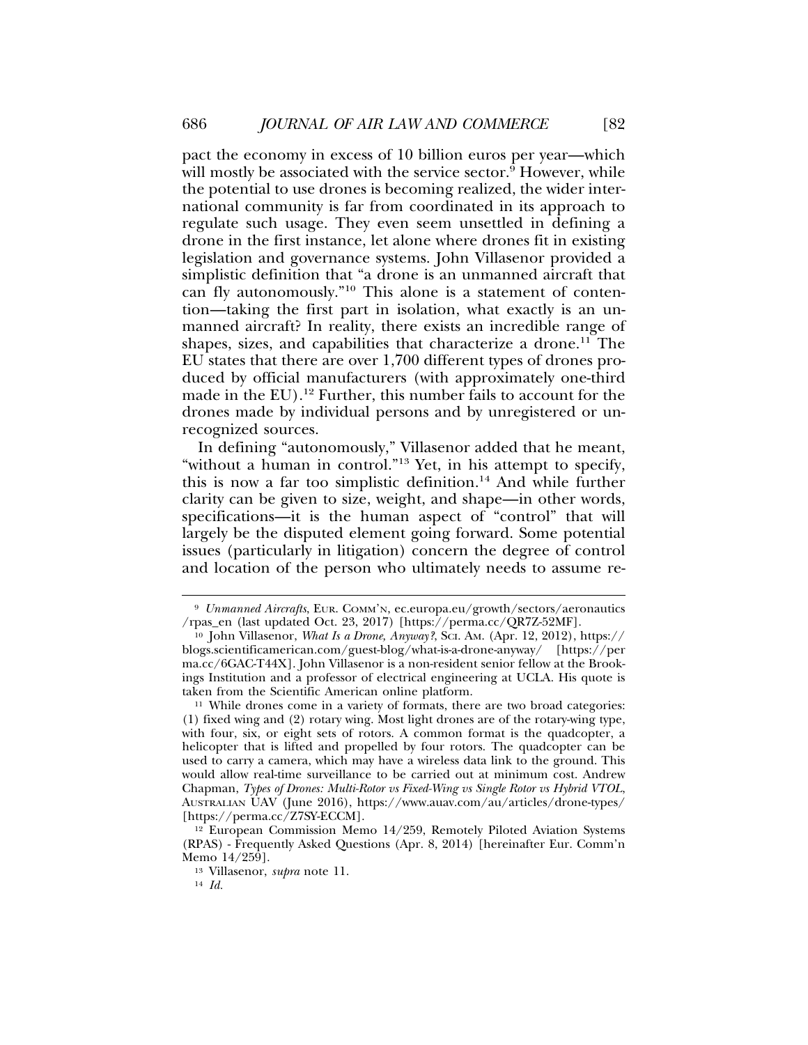pact the economy in excess of 10 billion euros per year—which will mostly be associated with the service sector.[9] However, while the potential to use drones is becoming realized, the wider international community is far from coordinated in its approach to regulate such usage. They even seem unsettled in defining a drone in the first instance, let alone where drones fit in existing legislation and governance systems. John Villasenor provided a simplistic definition that "a drone is an unmanned aircraft that can fly autonomously."[10] This alone is a statement of contention—taking the first part in isolation, what exactly is an unmanned aircraft? In reality, there exists an incredible range of shapes, sizes, and capabilities that characterize a drone.[11] The EU states that there are over 1,700 different types of drones produced by official manufacturers (with approximately one-third made in the EU).[12] Further, this number fails to account for the drones made by individual persons and by unregistered or unrecognized sources.

In defining "autonomously," Villasenor added that he meant, "without a human in control."[13] Yet, in his attempt to specify, this is now a far too simplistic definition.[14] And while further clarity can be given to size, weight, and shape—in other words, specifications—it is the human aspect of "control" that will largely be the disputed element going forward. Some potential issues (particularly in litigation) concern the degree of control and location of the person who ultimately needs to assume re-

---

[9] *Unmanned Aircrafts*, EUR. COMM'N, ec.europa.eu/growth/sectors/aeronautics/rpas_en (last updated Oct. 23, 2017) [https://perma.cc/QR7Z-52MF].

[10] John Villasenor, *What Is a Drone, Anyway?*, SCI. AM. (Apr. 12, 2012), https://blogs.scientificamerican.com/guest-blog/what-is-a-drone-anyway/ [https://perma.cc/6GAC-T44X]. John Villasenor is a non-resident senior fellow at the Brookings Institution and a professor of electrical engineering at UCLA. His quote is taken from the Scientific American online platform.

[11] While drones come in a variety of formats, there are two broad categories: (1) fixed wing and (2) rotary wing. Most light drones are of the rotary-wing type, with four, six, or eight sets of rotors. A common format is the quadcopter, a helicopter that is lifted and propelled by four rotors. The quadcopter can be used to carry a camera, which may have a wireless data link to the ground. This would allow real-time surveillance to be carried out at minimum cost. Andrew Chapman, *Types of Drones: Multi-Rotor vs Fixed-Wing vs Single Rotor vs Hybrid VTOL*, AUSTRALIAN UAV (June 2016), https://www.auav.com/au/articles/drone-types/ [https://perma.cc/Z7SY-ECCM].

[12] European Commission Memo 14/259, Remotely Piloted Aviation Systems (RPAS) - Frequently Asked Questions (Apr. 8, 2014) [hereinafter Eur. Comm'n Memo 14/259].

[13] Villasenor, *supra* note 11.

[14] *Id.*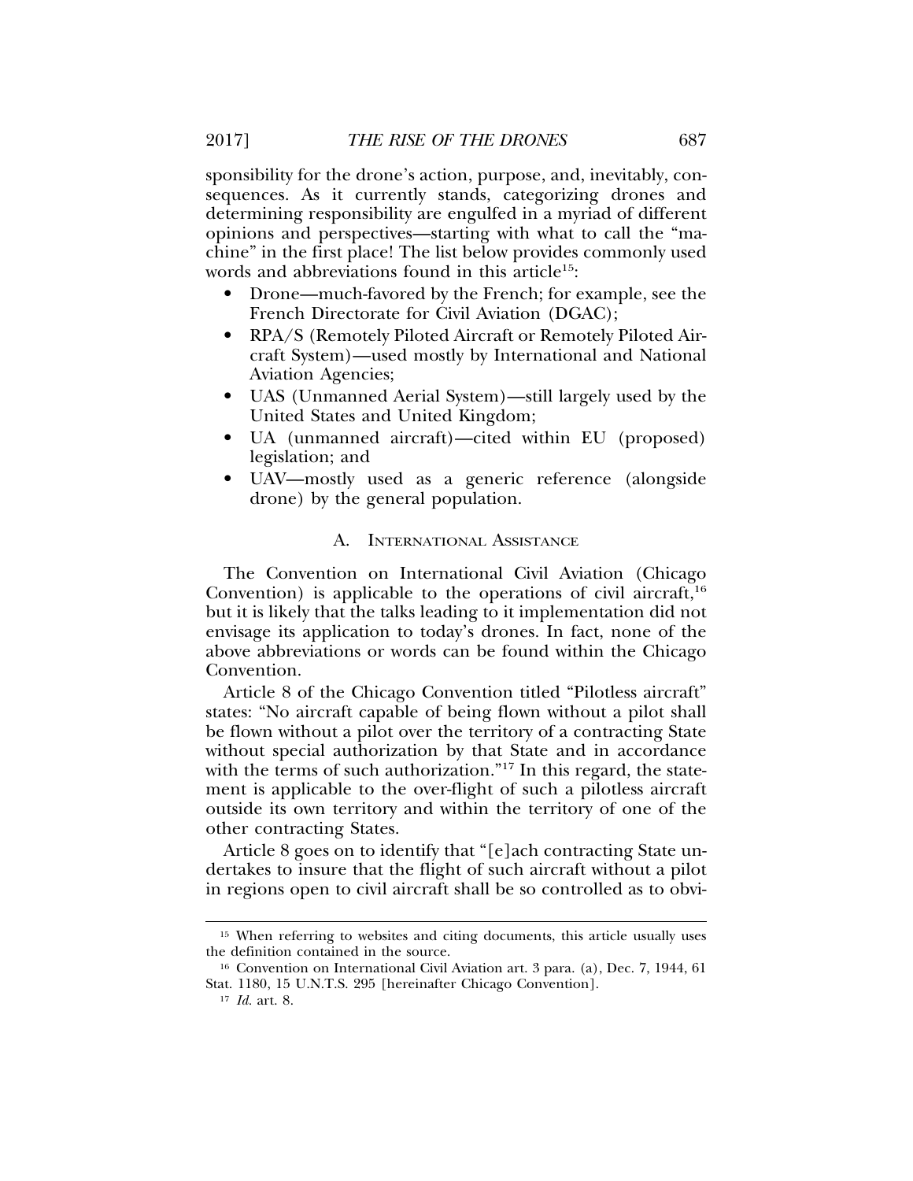sponsibility for the drone's action, purpose, and, inevitably, consequences. As it currently stands, categorizing drones and determining responsibility are engulfed in a myriad of different opinions and perspectives—starting with what to call the "machine" in the first place! The list below provides commonly used words and abbreviations found in this article[15]:

- Drone—much-favored by the French; for example, see the French Directorate for Civil Aviation (DGAC);
- RPA/S (Remotely Piloted Aircraft or Remotely Piloted Aircraft System)—used mostly by International and National Aviation Agencies;
- UAS (Unmanned Aerial System)—still largely used by the United States and United Kingdom;
- UA (unmanned aircraft)—cited within EU (proposed) legislation; and
- UAV—mostly used as a generic reference (alongside drone) by the general population.

### A. International Assistance

The Convention on International Civil Aviation (Chicago Convention) is applicable to the operations of civil aircraft,[16] but it is likely that the talks leading to it implementation did not envisage its application to today's drones. In fact, none of the above abbreviations or words can be found within the Chicago Convention.

Article 8 of the Chicago Convention titled "Pilotless aircraft" states: "No aircraft capable of being flown without a pilot shall be flown without a pilot over the territory of a contracting State without special authorization by that State and in accordance with the terms of such authorization."[17] In this regard, the statement is applicable to the over-flight of such a pilotless aircraft outside its own territory and within the territory of one of the other contracting States.

Article 8 goes on to identify that "[e]ach contracting State undertakes to insure that the flight of such aircraft without a pilot in regions open to civil aircraft shall be so controlled as to obvi-

---

[15] When referring to websites and citing documents, this article usually uses the definition contained in the source.

[16] Convention on International Civil Aviation art. 3 para. (a), Dec. 7, 1944, 61 Stat. 1180, 15 U.N.T.S. 295 [hereinafter Chicago Convention].

[17] *Id.* art. 8.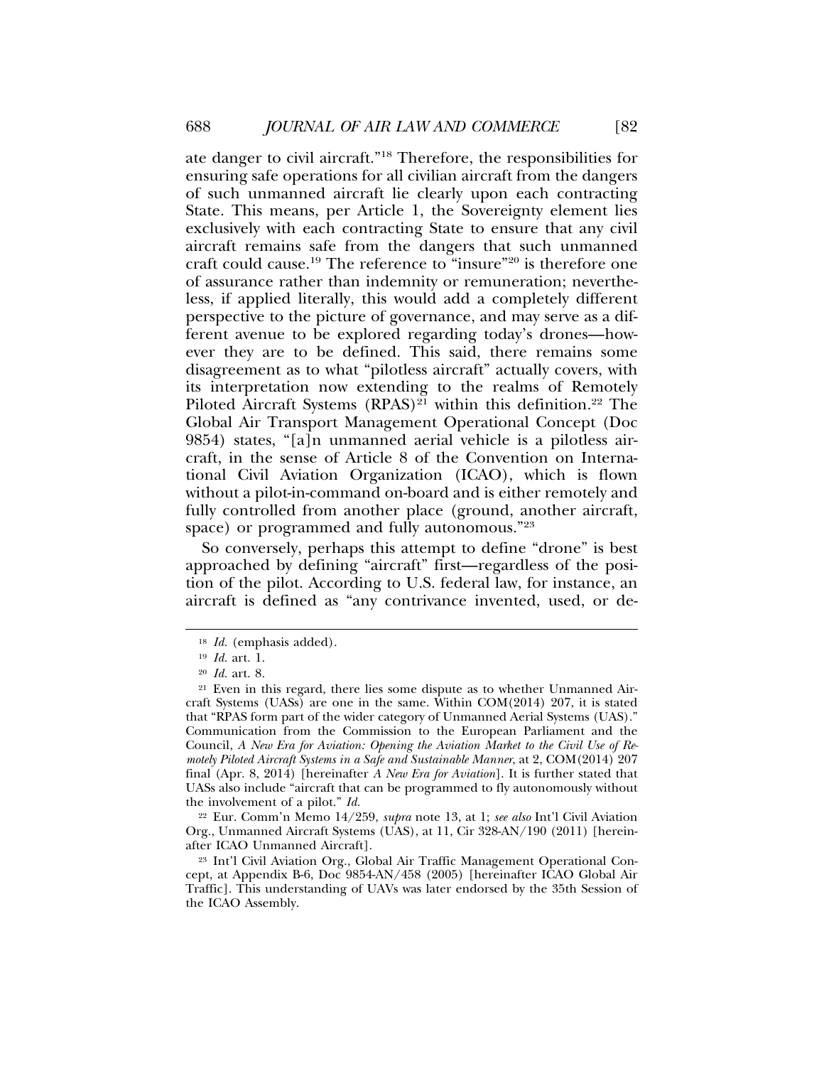ate danger to civil aircraft."[18] Therefore, the responsibilities for ensuring safe operations for all civilian aircraft from the dangers of such unmanned aircraft lie clearly upon each contracting State. This means, per Article 1, the Sovereignty element lies exclusively with each contracting State to ensure that any civil aircraft remains safe from the dangers that such unmanned craft could cause.[19] The reference to "insure"[20] is therefore one of assurance rather than indemnity or remuneration; nevertheless, if applied literally, this would add a completely different perspective to the picture of governance, and may serve as a different avenue to be explored regarding today's drones—however they are to be defined. This said, there remains some disagreement as to what "pilotless aircraft" actually covers, with its interpretation now extending to the realms of Remotely Piloted Aircraft Systems (RPAS)[21] within this definition.[22] The Global Air Transport Management Operational Concept (Doc 9854) states, "[a]n unmanned aerial vehicle is a pilotless aircraft, in the sense of Article 8 of the Convention on International Civil Aviation Organization (ICAO), which is flown without a pilot-in-command on-board and is either remotely and fully controlled from another place (ground, another aircraft, space) or programmed and fully autonomous."[23]

So conversely, perhaps this attempt to define "drone" is best approached by defining "aircraft" first—regardless of the position of the pilot. According to U.S. federal law, for instance, an aircraft is defined as "any contrivance invented, used, or de-

---

[18] *Id.* (emphasis added).

[19] *Id.* art. 1.

[20] *Id.* art. 8.

[21] Even in this regard, there lies some dispute as to whether Unmanned Aircraft Systems (UASs) are one in the same. Within COM(2014) 207, it is stated that "RPAS form part of the wider category of Unmanned Aerial Systems (UAS)." Communication from the Commission to the European Parliament and the Council, *A New Era for Aviation: Opening the Aviation Market to the Civil Use of Remotely Piloted Aircraft Systems in a Safe and Sustainable Manner*, at 2, COM(2014) 207 final (Apr. 8, 2014) [hereinafter *A New Era for Aviation*]. It is further stated that UASs also include "aircraft that can be programmed to fly autonomously without the involvement of a pilot." *Id.*

[22] Eur. Comm'n Memo 14/259, *supra* note 13, at 1; *see also* Int'l Civil Aviation Org., Unmanned Aircraft Systems (UAS), at 11, Cir 328-AN/190 (2011) [hereinafter ICAO Unmanned Aircraft].

[23] Int'l Civil Aviation Org., Global Air Traffic Management Operational Concept, at Appendix B-6, Doc 9854-AN/458 (2005) [hereinafter ICAO Global Air Traffic]. This understanding of UAVs was later endorsed by the 35th Session of the ICAO Assembly.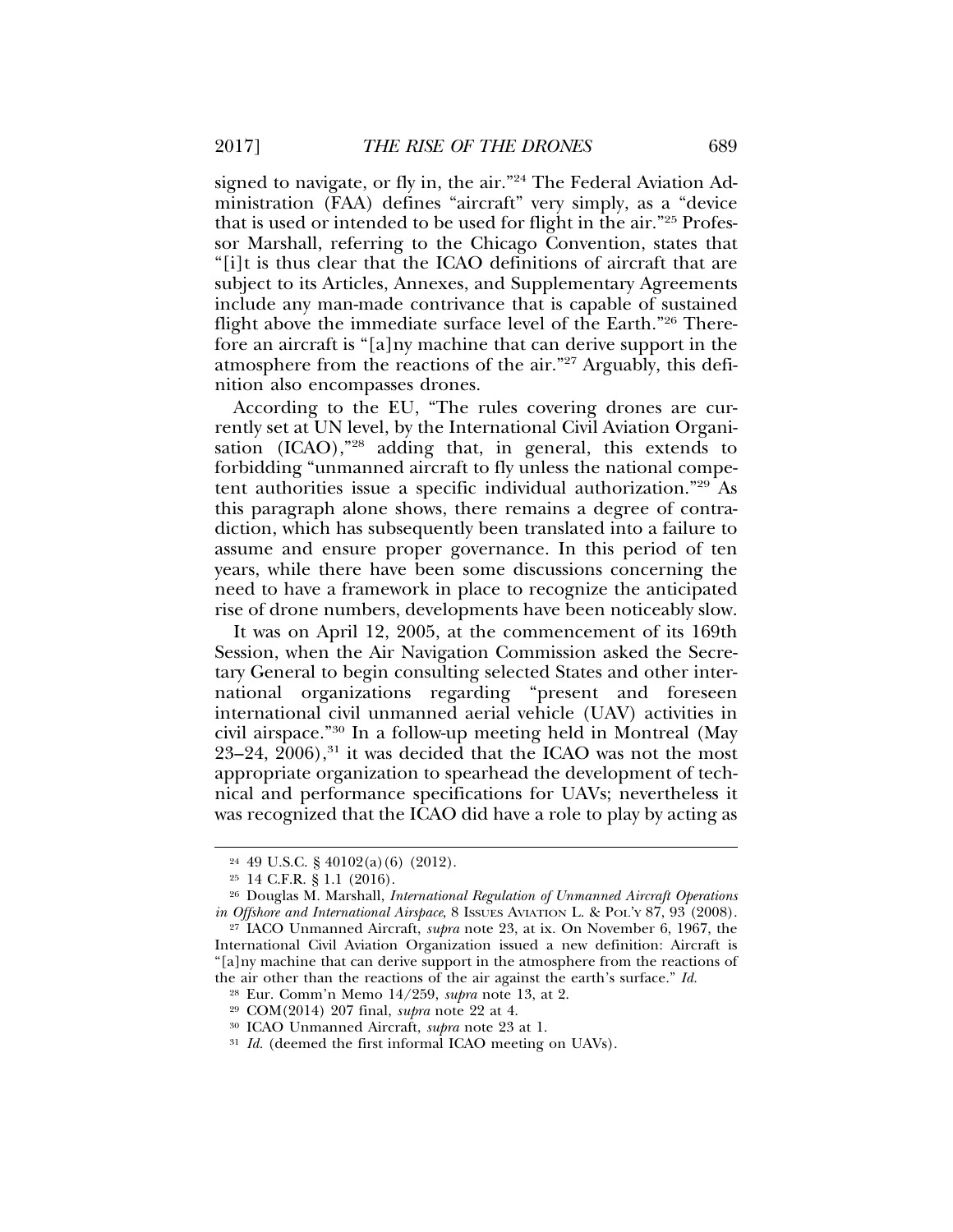signed to navigate, or fly in, the air."[24] The Federal Aviation Administration (FAA) defines "aircraft" very simply, as a "device that is used or intended to be used for flight in the air."[25] Professor Marshall, referring to the Chicago Convention, states that "[i]t is thus clear that the ICAO definitions of aircraft that are subject to its Articles, Annexes, and Supplementary Agreements include any man-made contrivance that is capable of sustained flight above the immediate surface level of the Earth."[26] Therefore an aircraft is "[a]ny machine that can derive support in the atmosphere from the reactions of the air."[27] Arguably, this definition also encompasses drones.

According to the EU, "The rules covering drones are currently set at UN level, by the International Civil Aviation Organisation (ICAO),"[28] adding that, in general, this extends to forbidding "unmanned aircraft to fly unless the national competent authorities issue a specific individual authorization."[29] As this paragraph alone shows, there remains a degree of contradiction, which has subsequently been translated into a failure to assume and ensure proper governance. In this period of ten years, while there have been some discussions concerning the need to have a framework in place to recognize the anticipated rise of drone numbers, developments have been noticeably slow.

It was on April 12, 2005, at the commencement of its 169th Session, when the Air Navigation Commission asked the Secretary General to begin consulting selected States and other international organizations regarding "present and foreseen international civil unmanned aerial vehicle (UAV) activities in civil airspace."[30] In a follow-up meeting held in Montreal (May 23–24, 2006),[31] it was decided that the ICAO was not the most appropriate organization to spearhead the development of technical and performance specifications for UAVs; nevertheless it was recognized that the ICAO did have a role to play by acting as

---

[24] 49 U.S.C. § 40102(a)(6) (2012).

[25] 14 C.F.R. § 1.1 (2016).

[26] Douglas M. Marshall, *International Regulation of Unmanned Aircraft Operations in Offshore and International Airspace*, 8 Issues Aviation L. & Pol'y 87, 93 (2008).

[27] IACO Unmanned Aircraft, *supra* note 23, at ix. On November 6, 1967, the International Civil Aviation Organization issued a new definition: Aircraft is "[a]ny machine that can derive support in the atmosphere from the reactions of the air other than the reactions of the air against the earth's surface." *Id.*

[28] Eur. Comm'n Memo 14/259, *supra* note 13, at 2.

[29] COM(2014) 207 final, *supra* note 22 at 4.

[30] ICAO Unmanned Aircraft, *supra* note 23 at 1.

[31] *Id.* (deemed the first informal ICAO meeting on UAVs).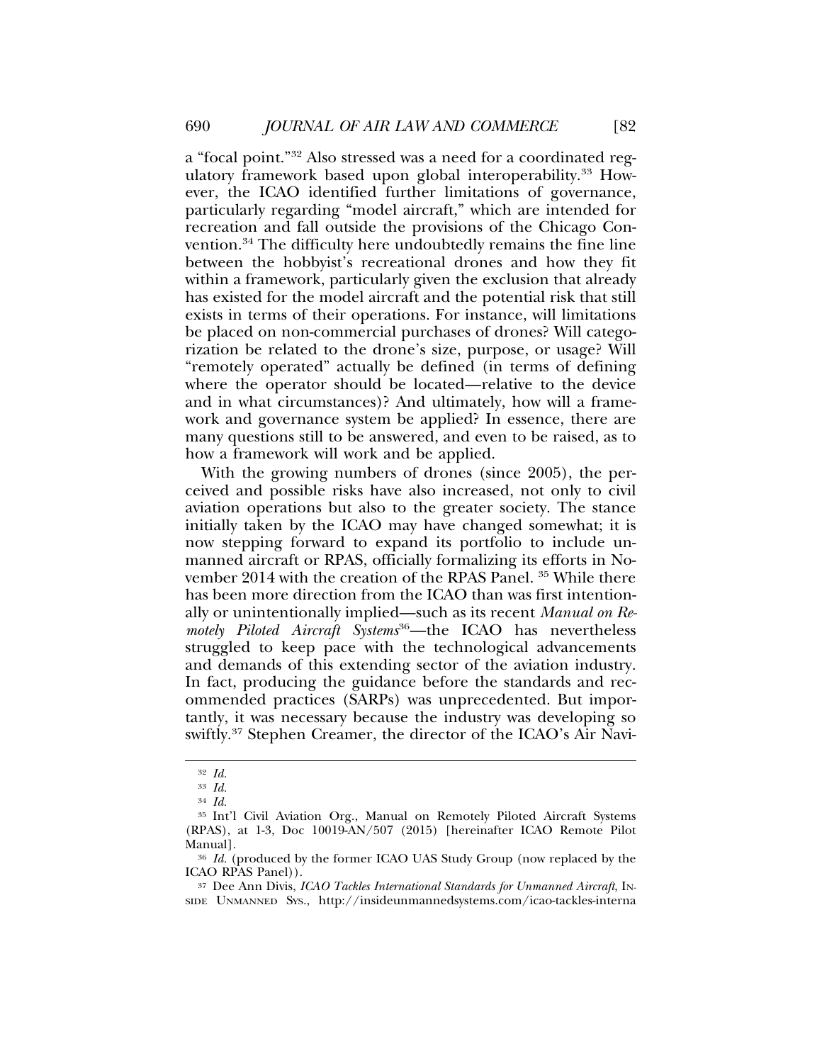a "focal point."[32] Also stressed was a need for a coordinated regulatory framework based upon global interoperability.[33] However, the ICAO identified further limitations of governance, particularly regarding "model aircraft," which are intended for recreation and fall outside the provisions of the Chicago Convention.[34] The difficulty here undoubtedly remains the fine line between the hobbyist's recreational drones and how they fit within a framework, particularly given the exclusion that already has existed for the model aircraft and the potential risk that still exists in terms of their operations. For instance, will limitations be placed on non-commercial purchases of drones? Will categorization be related to the drone's size, purpose, or usage? Will "remotely operated" actually be defined (in terms of defining where the operator should be located—relative to the device and in what circumstances)? And ultimately, how will a framework and governance system be applied? In essence, there are many questions still to be answered, and even to be raised, as to how a framework will work and be applied.

With the growing numbers of drones (since 2005), the perceived and possible risks have also increased, not only to civil aviation operations but also to the greater society. The stance initially taken by the ICAO may have changed somewhat; it is now stepping forward to expand its portfolio to include unmanned aircraft or RPAS, officially formalizing its efforts in November 2014 with the creation of the RPAS Panel. [35] While there has been more direction from the ICAO than was first intentionally or unintentionally implied—such as its recent *Manual on Remotely Piloted Aircraft Systems*[36]—the ICAO has nevertheless struggled to keep pace with the technological advancements and demands of this extending sector of the aviation industry. In fact, producing the guidance before the standards and recommended practices (SARPs) was unprecedented. But importantly, it was necessary because the industry was developing so swiftly.[37] Stephen Creamer, the director of the ICAO's Air Navi-

---

[32] *Id.*

[33] *Id.*

[34] *Id.*

[35] Int'l Civil Aviation Org., Manual on Remotely Piloted Aircraft Systems (RPAS), at 1-3, Doc 10019-AN/507 (2015) [hereinafter ICAO Remote Pilot Manual].

[36] *Id.* (produced by the former ICAO UAS Study Group (now replaced by the ICAO RPAS Panel)).

[37] Dee Ann Divis, *ICAO Tackles International Standards for Unmanned Aircraft*, INSIDE UNMANNED SYS., http://insideunmannedsystems.com/icao-tackles-interna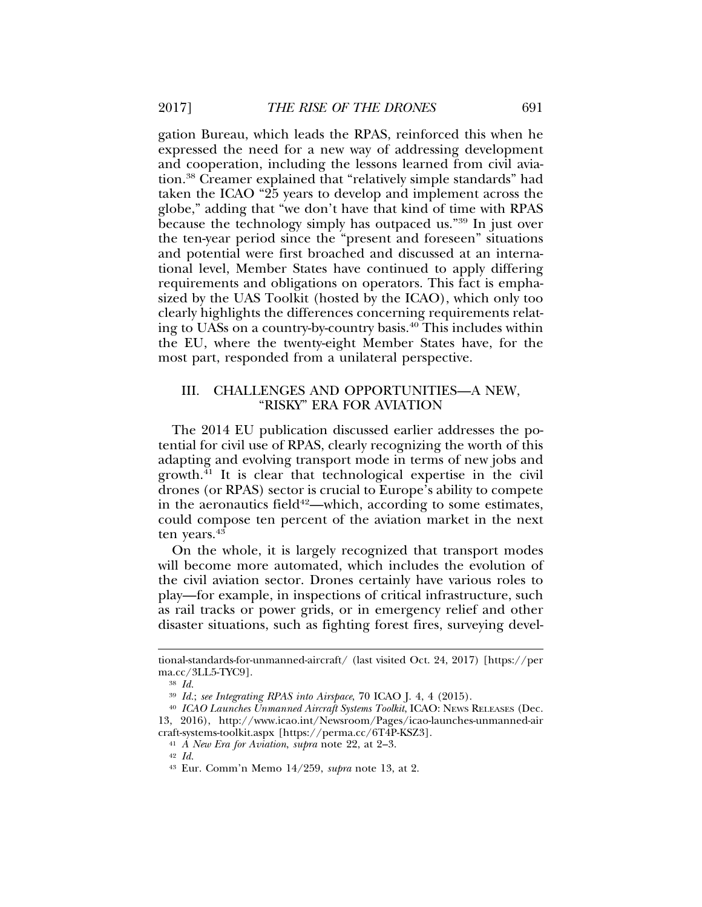gation Bureau, which leads the RPAS, reinforced this when he expressed the need for a new way of addressing development and cooperation, including the lessons learned from civil aviation.[38] Creamer explained that "relatively simple standards" had taken the ICAO "25 years to develop and implement across the globe," adding that "we don't have that kind of time with RPAS because the technology simply has outpaced us."[39] In just over the ten-year period since the "present and foreseen" situations and potential were first broached and discussed at an international level, Member States have continued to apply differing requirements and obligations on operators. This fact is emphasized by the UAS Toolkit (hosted by the ICAO), which only too clearly highlights the differences concerning requirements relating to UASs on a country-by-country basis.[40] This includes within the EU, where the twenty-eight Member States have, for the most part, responded from a unilateral perspective.

## III. CHALLENGES AND OPPORTUNITIES—A NEW, "RISKY" ERA FOR AVIATION

The 2014 EU publication discussed earlier addresses the potential for civil use of RPAS, clearly recognizing the worth of this adapting and evolving transport mode in terms of new jobs and growth.[41] It is clear that technological expertise in the civil drones (or RPAS) sector is crucial to Europe's ability to compete in the aeronautics field[42]—which, according to some estimates, could compose ten percent of the aviation market in the next ten years.[43]

On the whole, it is largely recognized that transport modes will become more automated, which includes the evolution of the civil aviation sector. Drones certainly have various roles to play—for example, in inspections of critical infrastructure, such as rail tracks or power grids, or in emergency relief and other disaster situations, such as fighting forest fires, surveying devel-

---

tional-standards-for-unmanned-aircraft/ (last visited Oct. 24, 2017) [https://perma.cc/3LL5-TYC9].

[38] *Id.*

[39] *Id.*; *see Integrating RPAS into Airspace*, 70 ICAO J. 4, 4 (2015).

[40] *ICAO Launches Unmanned Aircraft Systems Toolkit*, ICAO: NEWS RELEASES (Dec. 13, 2016), http://www.icao.int/Newsroom/Pages/icao-launches-unmanned-aircraft-systems-toolkit.aspx [https://perma.cc/6T4P-KSZ3].

[41] *A New Era for Aviation*, *supra* note 22, at 2–3.

[42] *Id.*

[43] Eur. Comm'n Memo 14/259, *supra* note 13, at 2.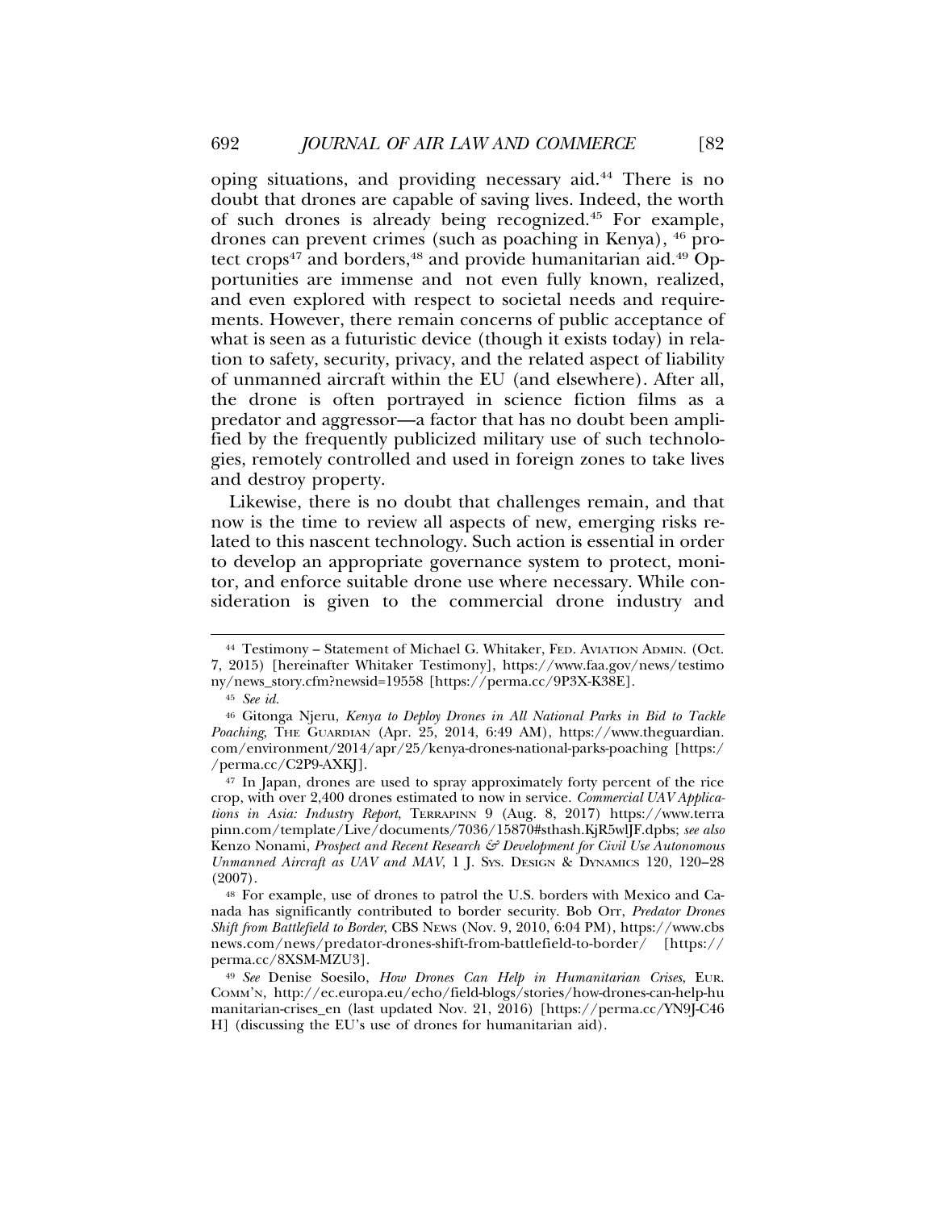oping situations, and providing necessary aid.[44] There is no doubt that drones are capable of saving lives. Indeed, the worth of such drones is already being recognized.[45] For example, drones can prevent crimes (such as poaching in Kenya), [46] protect crops[47] and borders,[48] and provide humanitarian aid.[49] Opportunities are immense and not even fully known, realized, and even explored with respect to societal needs and requirements. However, there remain concerns of public acceptance of what is seen as a futuristic device (though it exists today) in relation to safety, security, privacy, and the related aspect of liability of unmanned aircraft within the EU (and elsewhere). After all, the drone is often portrayed in science fiction films as a predator and aggressor—a factor that has no doubt been amplified by the frequently publicized military use of such technologies, remotely controlled and used in foreign zones to take lives and destroy property.

Likewise, there is no doubt that challenges remain, and that now is the time to review all aspects of new, emerging risks related to this nascent technology. Such action is essential in order to develop an appropriate governance system to protect, monitor, and enforce suitable drone use where necessary. While consideration is given to the commercial drone industry and

---

[44] Testimony – Statement of Michael G. Whitaker, FED. AVIATION ADMIN. (Oct. 7, 2015) [hereinafter Whitaker Testimony], https://www.faa.gov/news/testimony/news_story.cfm?newsid=19558 [https://perma.cc/9P3X-K38E].

[45] *See id.*

[46] Gitonga Njeru, *Kenya to Deploy Drones in All National Parks in Bid to Tackle Poaching*, THE GUARDIAN (Apr. 25, 2014, 6:49 AM), https://www.theguardian.com/environment/2014/apr/25/kenya-drones-national-parks-poaching [https://perma.cc/C2P9-AXKJ].

[47] In Japan, drones are used to spray approximately forty percent of the rice crop, with over 2,400 drones estimated to now in service. *Commercial UAV Applications in Asia: Industry Report*, TERRAPINN 9 (Aug. 8, 2017) https://www.terrapinn.com/template/Live/documents/7036/15870#sthash.KjR5wlJF.dpbs; *see also* Kenzo Nonami, *Prospect and Recent Research & Development for Civil Use Autonomous Unmanned Aircraft as UAV and MAV*, 1 J. SYS. DESIGN & DYNAMICS 120, 120–28 (2007).

[48] For example, use of drones to patrol the U.S. borders with Mexico and Canada has significantly contributed to border security. Bob Orr, *Predator Drones Shift from Battlefield to Border*, CBS NEWS (Nov. 9, 2010, 6:04 PM), https://www.cbsnews.com/news/predator-drones-shift-from-battlefield-to-border/ [https://perma.cc/8XSM-MZU3].

[49] *See* Denise Soesilo, *How Drones Can Help in Humanitarian Crises*, EUR. COMM'N, http://ec.europa.eu/echo/field-blogs/stories/how-drones-can-help-humanitarian-crises_en (last updated Nov. 21, 2016) [https://perma.cc/YN9J-C46H] (discussing the EU's use of drones for humanitarian aid).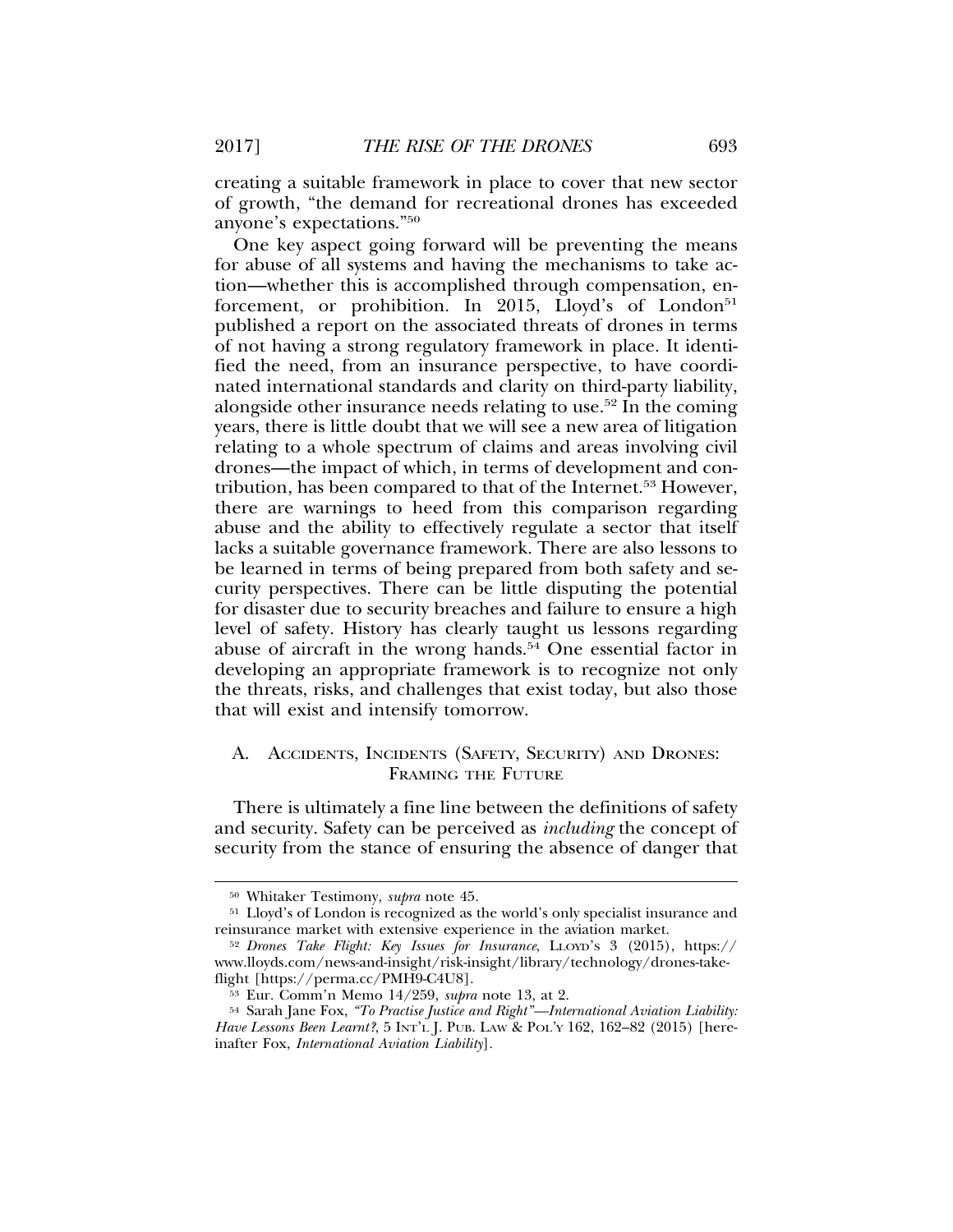creating a suitable framework in place to cover that new sector of growth, "the demand for recreational drones has exceeded anyone's expectations."[50]

One key aspect going forward will be preventing the means for abuse of all systems and having the mechanisms to take action—whether this is accomplished through compensation, enforcement, or prohibition. In 2015, Lloyd's of London[51] published a report on the associated threats of drones in terms of not having a strong regulatory framework in place. It identified the need, from an insurance perspective, to have coordinated international standards and clarity on third-party liability, alongside other insurance needs relating to use.[52] In the coming years, there is little doubt that we will see a new area of litigation relating to a whole spectrum of claims and areas involving civil drones—the impact of which, in terms of development and contribution, has been compared to that of the Internet.[53] However, there are warnings to heed from this comparison regarding abuse and the ability to effectively regulate a sector that itself lacks a suitable governance framework. There are also lessons to be learned in terms of being prepared from both safety and security perspectives. There can be little disputing the potential for disaster due to security breaches and failure to ensure a high level of safety. History has clearly taught us lessons regarding abuse of aircraft in the wrong hands.[54] One essential factor in developing an appropriate framework is to recognize not only the threats, risks, and challenges that exist today, but also those that will exist and intensify tomorrow.

### A. Accidents, Incidents (Safety, Security) and Drones: Framing the Future

There is ultimately a fine line between the definitions of safety and security. Safety can be perceived as *including* the concept of security from the stance of ensuring the absence of danger that

---

[50] Whitaker Testimony, *supra* note 45.

[51] Lloyd's of London is recognized as the world's only specialist insurance and reinsurance market with extensive experience in the aviation market.

[52] *Drones Take Flight: Key Issues for Insurance*, Lloyd's 3 (2015), https://www.lloyds.com/news-and-insight/risk-insight/library/technology/drones-take-flight [https://perma.cc/PMH9-C4U8].

[53] Eur. Comm'n Memo 14/259, *supra* note 13, at 2.

[54] Sarah Jane Fox, *"To Practise Justice and Right"—International Aviation Liability: Have Lessons Been Learnt?*, 5 Int'l J. Pub. Law & Pol'y 162, 162–82 (2015) [hereinafter Fox, *International Aviation Liability*].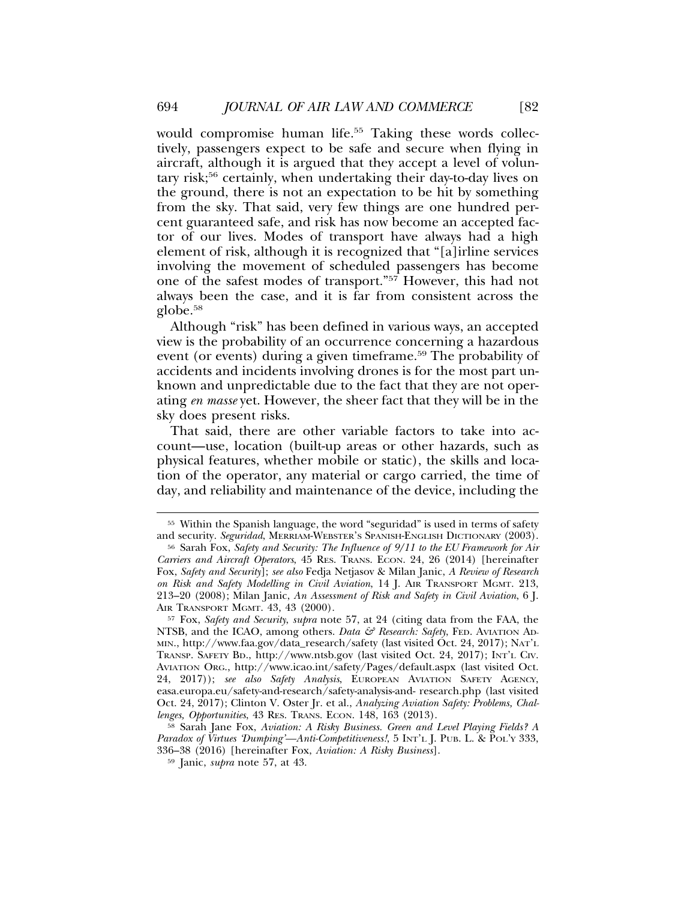would compromise human life.[55] Taking these words collectively, passengers expect to be safe and secure when flying in aircraft, although it is argued that they accept a level of voluntary risk;[56] certainly, when undertaking their day-to-day lives on the ground, there is not an expectation to be hit by something from the sky. That said, very few things are one hundred percent guaranteed safe, and risk has now become an accepted factor of our lives. Modes of transport have always had a high element of risk, although it is recognized that "[a]irline services involving the movement of scheduled passengers has become one of the safest modes of transport."[57] However, this had not always been the case, and it is far from consistent across the globe.[58]

Although "risk" has been defined in various ways, an accepted view is the probability of an occurrence concerning a hazardous event (or events) during a given timeframe.[59] The probability of accidents and incidents involving drones is for the most part unknown and unpredictable due to the fact that they are not operating *en masse* yet. However, the sheer fact that they will be in the sky does present risks.

That said, there are other variable factors to take into account—use, location (built-up areas or other hazards, such as physical features, whether mobile or static), the skills and location of the operator, any material or cargo carried, the time of day, and reliability and maintenance of the device, including the

---

[55] Within the Spanish language, the word "seguridad" is used in terms of safety and security. *Seguridad*, MERRIAM-WEBSTER'S SPANISH-ENGLISH DICTIONARY (2003).

[56] Sarah Fox, *Safety and Security: The Influence of 9/11 to the EU Framework for Air Carriers and Aircraft Operators*, 45 RES. TRANS. ECON. 24, 26 (2014) [hereinafter Fox, *Safety and Security*]; *see also* Fedja Netjasov & Milan Janic, *A Review of Research on Risk and Safety Modelling in Civil Aviation*, 14 J. AIR TRANSPORT MGMT. 213, 213–20 (2008); Milan Janic, *An Assessment of Risk and Safety in Civil Aviation*, 6 J. AIR TRANSPORT MGMT. 43, 43 (2000).

[57] Fox, *Safety and Security*, *supra* note 57, at 24 (citing data from the FAA, the NTSB, and the ICAO, among others. *Data & Research: Safety*, FED. AVIATION ADMIN., http://www.faa.gov/data_research/safety (last visited Oct. 24, 2017); NAT'L TRANSP. SAFETY BD., http://www.ntsb.gov (last visited Oct. 24, 2017); INT'L CIV. AVIATION ORG., http://www.icao.int/safety/Pages/default.aspx (last visited Oct. 24, 2017)); *see also Safety Analysis*, EUROPEAN AVIATION SAFETY AGENCY, easa.europa.eu/safety-and-research/safety-analysis-and- research.php (last visited Oct. 24, 2017); Clinton V. Oster Jr. et al., *Analyzing Aviation Safety: Problems, Challenges, Opportunities*, 43 RES. TRANS. ECON. 148, 163 (2013).

[58] Sarah Jane Fox, *Aviation: A Risky Business. Green and Level Playing Fields? A Paradox of Virtues 'Dumping'—Anti-Competitiveness!*, 5 INT'L J. PUB. L. & POL'Y 333, 336–38 (2016) [hereinafter Fox, *Aviation: A Risky Business*].

[59] Janic, *supra* note 57, at 43.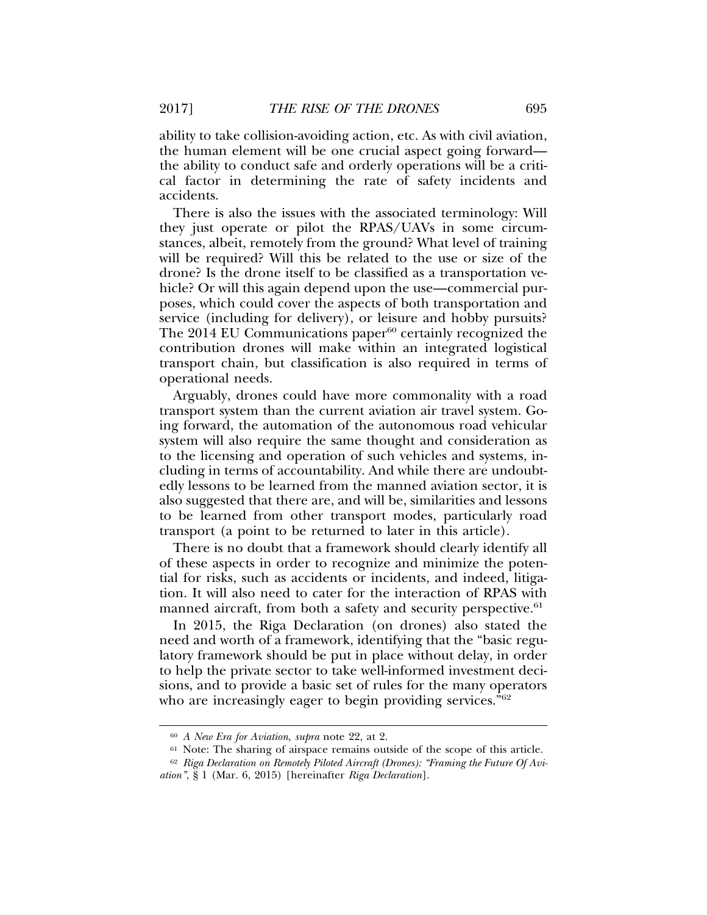ability to take collision-avoiding action, etc. As with civil aviation, the human element will be one crucial aspect going forward—the ability to conduct safe and orderly operations will be a critical factor in determining the rate of safety incidents and accidents.

There is also the issues with the associated terminology: Will they just operate or pilot the RPAS/UAVs in some circumstances, albeit, remotely from the ground? What level of training will be required? Will this be related to the use or size of the drone? Is the drone itself to be classified as a transportation vehicle? Or will this again depend upon the use—commercial purposes, which could cover the aspects of both transportation and service (including for delivery), or leisure and hobby pursuits? The 2014 EU Communications paper[60] certainly recognized the contribution drones will make within an integrated logistical transport chain, but classification is also required in terms of operational needs.

Arguably, drones could have more commonality with a road transport system than the current aviation air travel system. Going forward, the automation of the autonomous road vehicular system will also require the same thought and consideration as to the licensing and operation of such vehicles and systems, including in terms of accountability. And while there are undoubtedly lessons to be learned from the manned aviation sector, it is also suggested that there are, and will be, similarities and lessons to be learned from other transport modes, particularly road transport (a point to be returned to later in this article).

There is no doubt that a framework should clearly identify all of these aspects in order to recognize and minimize the potential for risks, such as accidents or incidents, and indeed, litigation. It will also need to cater for the interaction of RPAS with manned aircraft, from both a safety and security perspective.[61]

In 2015, the Riga Declaration (on drones) also stated the need and worth of a framework, identifying that the "basic regulatory framework should be put in place without delay, in order to help the private sector to take well-informed investment decisions, and to provide a basic set of rules for the many operators who are increasingly eager to begin providing services."[62]

---

[60] *A New Era for Aviation*, *supra* note 22, at 2.

[61] Note: The sharing of airspace remains outside of the scope of this article.

[62] *Riga Declaration on Remotely Piloted Aircraft (Drones): "Framing the Future Of Aviation"*, § 1 (Mar. 6, 2015) [hereinafter *Riga Declaration*].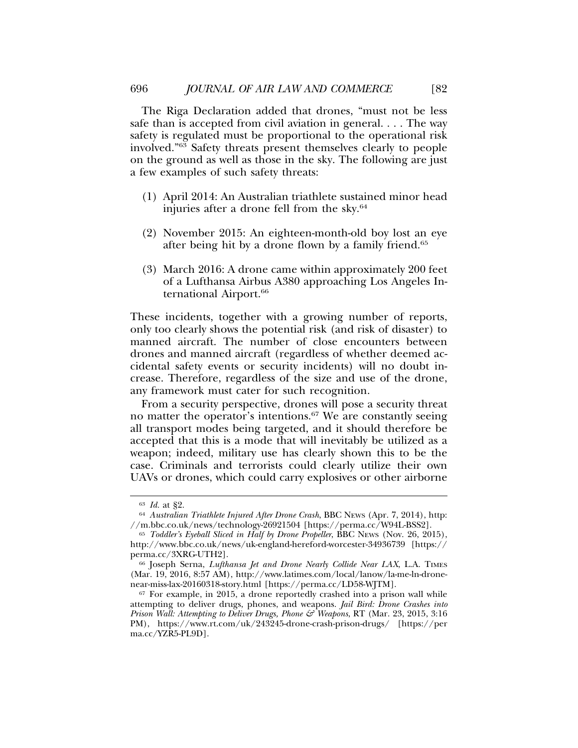The Riga Declaration added that drones, "must not be less safe than is accepted from civil aviation in general. . . . The way safety is regulated must be proportional to the operational risk involved."[63] Safety threats present themselves clearly to people on the ground as well as those in the sky. The following are just a few examples of such safety threats:

(1) April 2014: An Australian triathlete sustained minor head injuries after a drone fell from the sky.[64]

(2) November 2015: An eighteen-month-old boy lost an eye after being hit by a drone flown by a family friend.[65]

(3) March 2016: A drone came within approximately 200 feet of a Lufthansa Airbus A380 approaching Los Angeles International Airport.[66]

These incidents, together with a growing number of reports, only too clearly shows the potential risk (and risk of disaster) to manned aircraft. The number of close encounters between drones and manned aircraft (regardless of whether deemed accidental safety events or security incidents) will no doubt increase. Therefore, regardless of the size and use of the drone, any framework must cater for such recognition.

From a security perspective, drones will pose a security threat no matter the operator's intentions.[67] We are constantly seeing all transport modes being targeted, and it should therefore be accepted that this is a mode that will inevitably be utilized as a weapon; indeed, military use has clearly shown this to be the case. Criminals and terrorists could clearly utilize their own UAVs or drones, which could carry explosives or other airborne

---

[63] *Id.* at §2.

[64] *Australian Triathlete Injured After Drone Crash*, BBC NEWS (Apr. 7, 2014), http://m.bbc.co.uk/news/technology-26921504 [https://perma.cc/W94L-BSS2].

[65] *Toddler's Eyeball Sliced in Half by Drone Propeller*, BBC NEWS (Nov. 26, 2015), http://www.bbc.co.uk/news/uk-england-hereford-worcester-34936739 [https://perma.cc/3XRG-UTH2].

[66] Joseph Serna, *Lufthansa Jet and Drone Nearly Collide Near LAX*, L.A. TIMES (Mar. 19, 2016, 8:57 AM), http://www.latimes.com/local/lanow/la-me-ln-drone-near-miss-lax-20160318-story.html [https://perma.cc/LD58-WJTM].

[67] For example, in 2015, a drone reportedly crashed into a prison wall while attempting to deliver drugs, phones, and weapons. *Jail Bird: Drone Crashes into Prison Wall: Attempting to Deliver Drugs, Phone & Weapons*, RT (Mar. 23, 2015, 3:16 PM), https://www.rt.com/uk/243245-drone-crash-prison-drugs/ [https://perma.cc/YZR5-PL9D].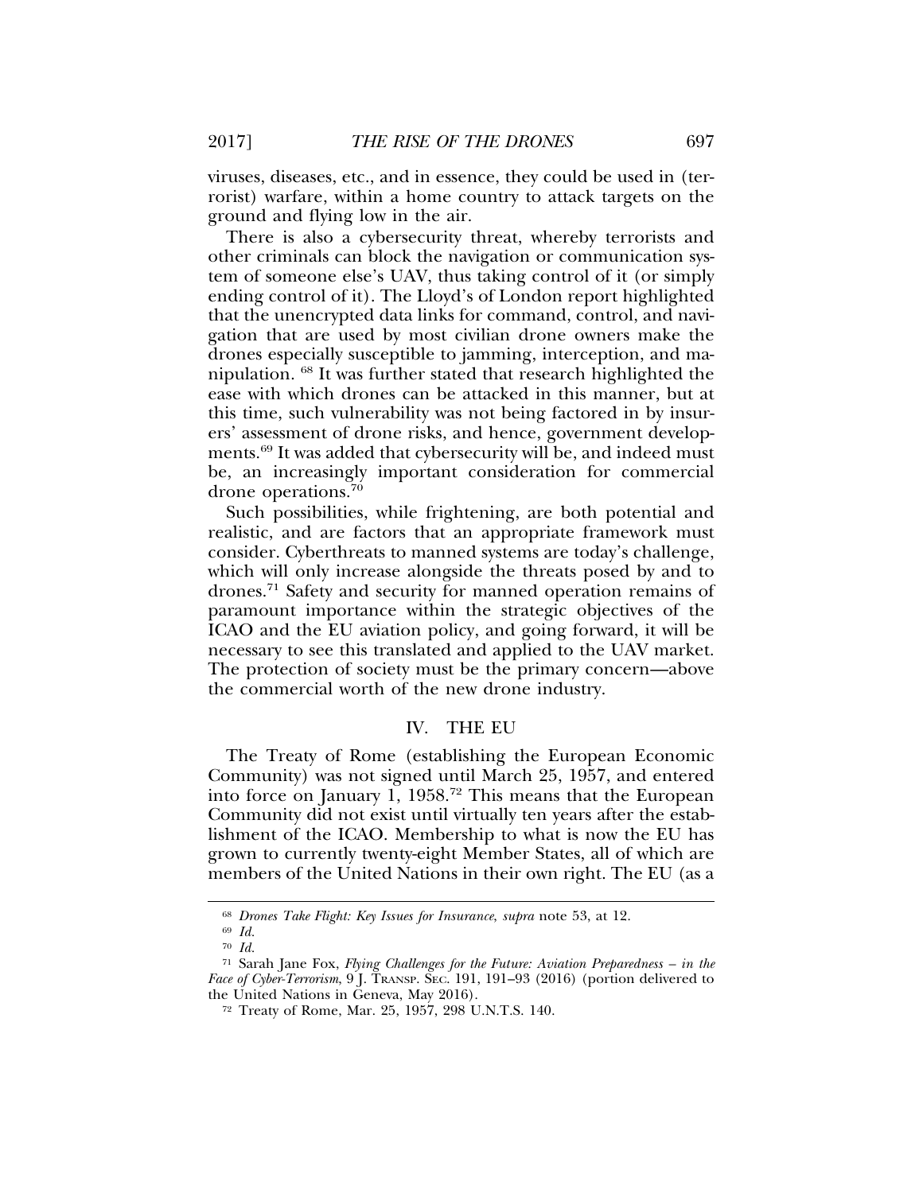viruses, diseases, etc., and in essence, they could be used in (terrorist) warfare, within a home country to attack targets on the ground and flying low in the air.

There is also a cybersecurity threat, whereby terrorists and other criminals can block the navigation or communication system of someone else's UAV, thus taking control of it (or simply ending control of it). The Lloyd's of London report highlighted that the unencrypted data links for command, control, and navigation that are used by most civilian drone owners make the drones especially susceptible to jamming, interception, and manipulation. [68] It was further stated that research highlighted the ease with which drones can be attacked in this manner, but at this time, such vulnerability was not being factored in by insurers' assessment of drone risks, and hence, government developments.[69] It was added that cybersecurity will be, and indeed must be, an increasingly important consideration for commercial drone operations.[70]

Such possibilities, while frightening, are both potential and realistic, and are factors that an appropriate framework must consider. Cyberthreats to manned systems are today's challenge, which will only increase alongside the threats posed by and to drones.[71] Safety and security for manned operation remains of paramount importance within the strategic objectives of the ICAO and the EU aviation policy, and going forward, it will be necessary to see this translated and applied to the UAV market. The protection of society must be the primary concern—above the commercial worth of the new drone industry.

## IV. THE EU

The Treaty of Rome (establishing the European Economic Community) was not signed until March 25, 1957, and entered into force on January 1, 1958.[72] This means that the European Community did not exist until virtually ten years after the establishment of the ICAO. Membership to what is now the EU has grown to currently twenty-eight Member States, all of which are members of the United Nations in their own right. The EU (as a

---

[68] *Drones Take Flight: Key Issues for Insurance*, *supra* note 53, at 12.

[69] *Id.*

[70] *Id.*

[71] Sarah Jane Fox, *Flying Challenges for the Future: Aviation Preparedness – in the Face of Cyber-Terrorism*, 9 J. TRANSP. SEC. 191, 191–93 (2016) (portion delivered to the United Nations in Geneva, May 2016).

[72] Treaty of Rome, Mar. 25, 1957, 298 U.N.T.S. 140.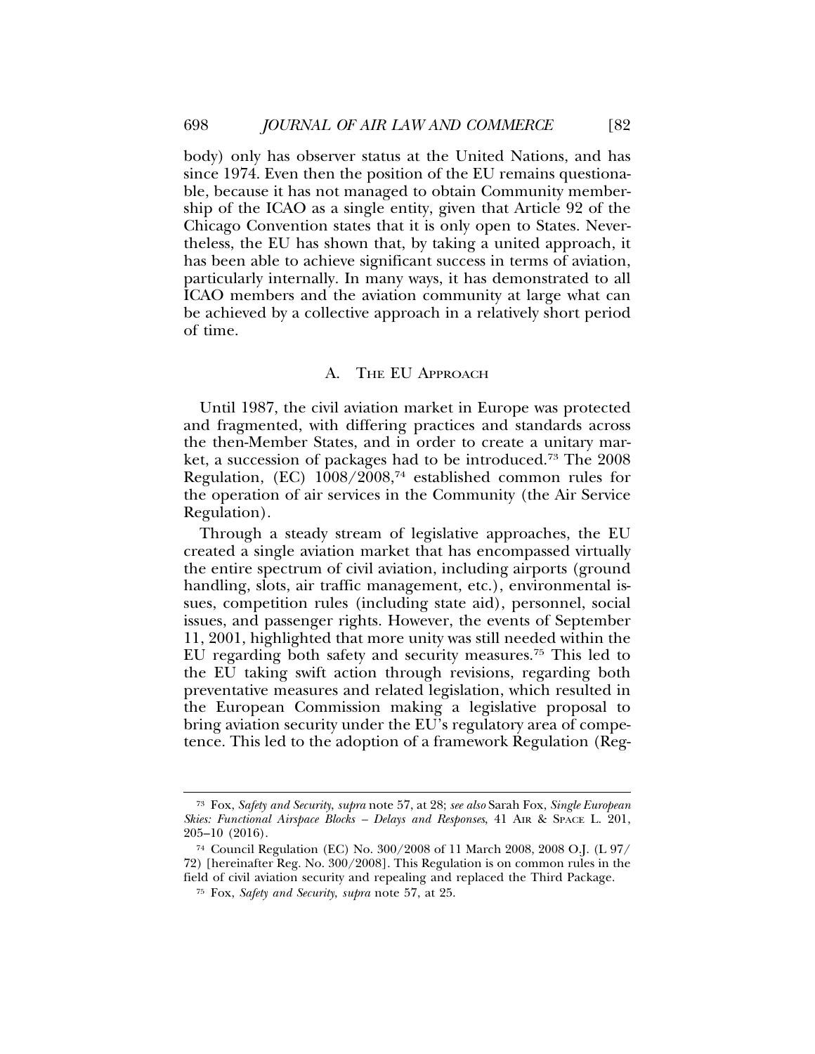body) only has observer status at the United Nations, and has since 1974. Even then the position of the EU remains questionable, because it has not managed to obtain Community membership of the ICAO as a single entity, given that Article 92 of the Chicago Convention states that it is only open to States. Nevertheless, the EU has shown that, by taking a united approach, it has been able to achieve significant success in terms of aviation, particularly internally. In many ways, it has demonstrated to all ICAO members and the aviation community at large what can be achieved by a collective approach in a relatively short period of time.

### A. The EU Approach

Until 1987, the civil aviation market in Europe was protected and fragmented, with differing practices and standards across the then-Member States, and in order to create a unitary market, a succession of packages had to be introduced.[73] The 2008 Regulation, (EC) 1008/2008,[74] established common rules for the operation of air services in the Community (the Air Service Regulation).

Through a steady stream of legislative approaches, the EU created a single aviation market that has encompassed virtually the entire spectrum of civil aviation, including airports (ground handling, slots, air traffic management, etc.), environmental issues, competition rules (including state aid), personnel, social issues, and passenger rights. However, the events of September 11, 2001, highlighted that more unity was still needed within the EU regarding both safety and security measures.[75] This led to the EU taking swift action through revisions, regarding both preventative measures and related legislation, which resulted in the European Commission making a legislative proposal to bring aviation security under the EU's regulatory area of competence. This led to the adoption of a framework Regulation (Reg-

---

[73] Fox, *Safety and Security*, *supra* note 57, at 28; *see also* Sarah Fox, *Single European Skies: Functional Airspace Blocks – Delays and Responses*, 41 Air & Space L. 201, 205–10 (2016).

[74] Council Regulation (EC) No. 300/2008 of 11 March 2008, 2008 O.J. (L 97/72) [hereinafter Reg. No. 300/2008]. This Regulation is on common rules in the field of civil aviation security and repealing and replaced the Third Package.

[75] Fox, *Safety and Security*, *supra* note 57, at 25.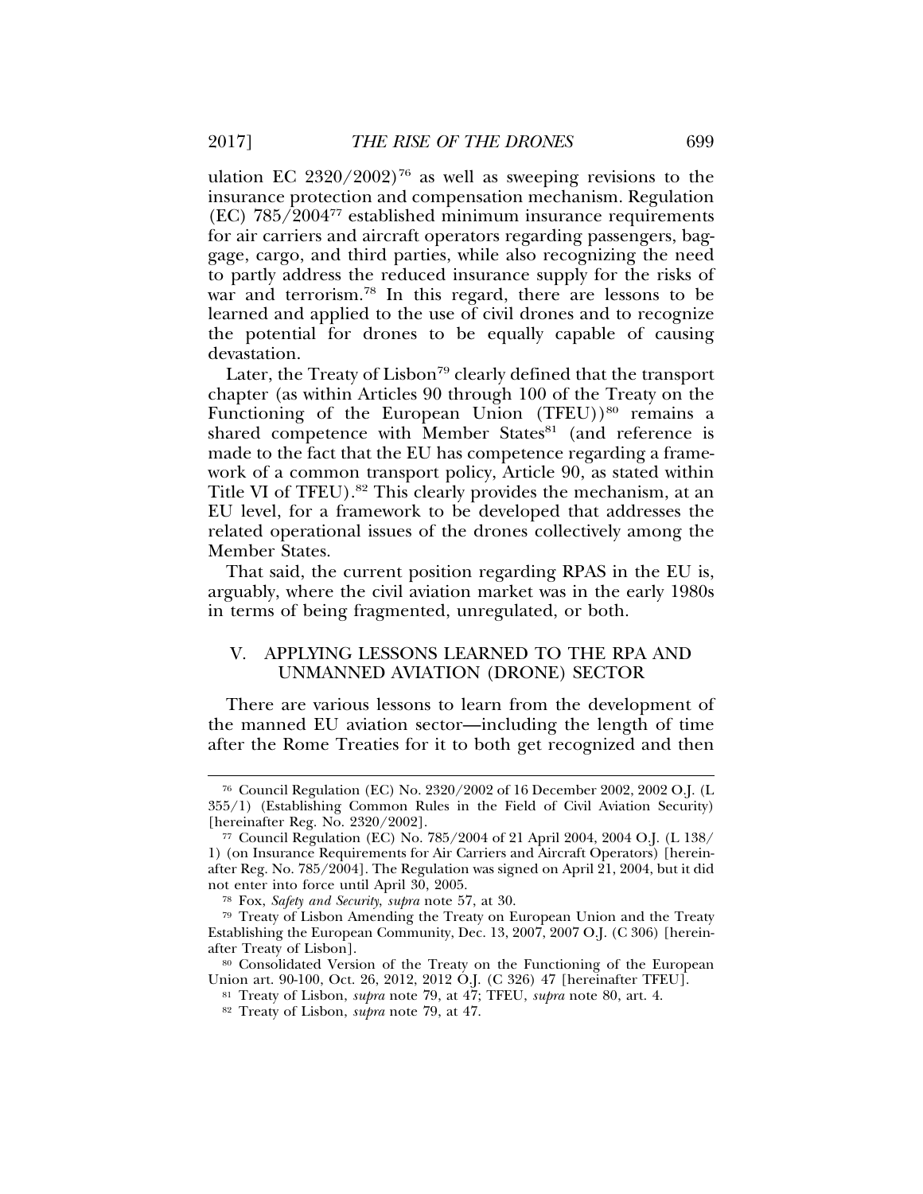ulation EC 2320/2002)[76] as well as sweeping revisions to the insurance protection and compensation mechanism. Regulation (EC) 785/2004[77] established minimum insurance requirements for air carriers and aircraft operators regarding passengers, baggage, cargo, and third parties, while also recognizing the need to partly address the reduced insurance supply for the risks of war and terrorism.[78] In this regard, there are lessons to be learned and applied to the use of civil drones and to recognize the potential for drones to be equally capable of causing devastation.

Later, the Treaty of Lisbon[79] clearly defined that the transport chapter (as within Articles 90 through 100 of the Treaty on the Functioning of the European Union (TFEU))[80] remains a shared competence with Member States[81] (and reference is made to the fact that the EU has competence regarding a framework of a common transport policy, Article 90, as stated within Title VI of TFEU).[82] This clearly provides the mechanism, at an EU level, for a framework to be developed that addresses the related operational issues of the drones collectively among the Member States.

That said, the current position regarding RPAS in the EU is, arguably, where the civil aviation market was in the early 1980s in terms of being fragmented, unregulated, or both.

## V. APPLYING LESSONS LEARNED TO THE RPA AND UNMANNED AVIATION (DRONE) SECTOR

There are various lessons to learn from the development of the manned EU aviation sector—including the length of time after the Rome Treaties for it to both get recognized and then

---

[76] Council Regulation (EC) No. 2320/2002 of 16 December 2002, 2002 O.J. (L 355/1) (Establishing Common Rules in the Field of Civil Aviation Security) [hereinafter Reg. No. 2320/2002].

[77] Council Regulation (EC) No. 785/2004 of 21 April 2004, 2004 O.J. (L 138/1) (on Insurance Requirements for Air Carriers and Aircraft Operators) [hereinafter Reg. No. 785/2004]. The Regulation was signed on April 21, 2004, but it did not enter into force until April 30, 2005.

[78] Fox, *Safety and Security*, *supra* note 57, at 30.

[79] Treaty of Lisbon Amending the Treaty on European Union and the Treaty Establishing the European Community, Dec. 13, 2007, 2007 O.J. (C 306) [hereinafter Treaty of Lisbon].

[80] Consolidated Version of the Treaty on the Functioning of the European Union art. 90-100, Oct. 26, 2012, 2012 O.J. (C 326) 47 [hereinafter TFEU].

[81] Treaty of Lisbon, *supra* note 79, at 47; TFEU, *supra* note 80, art. 4.

[82] Treaty of Lisbon, *supra* note 79, at 47.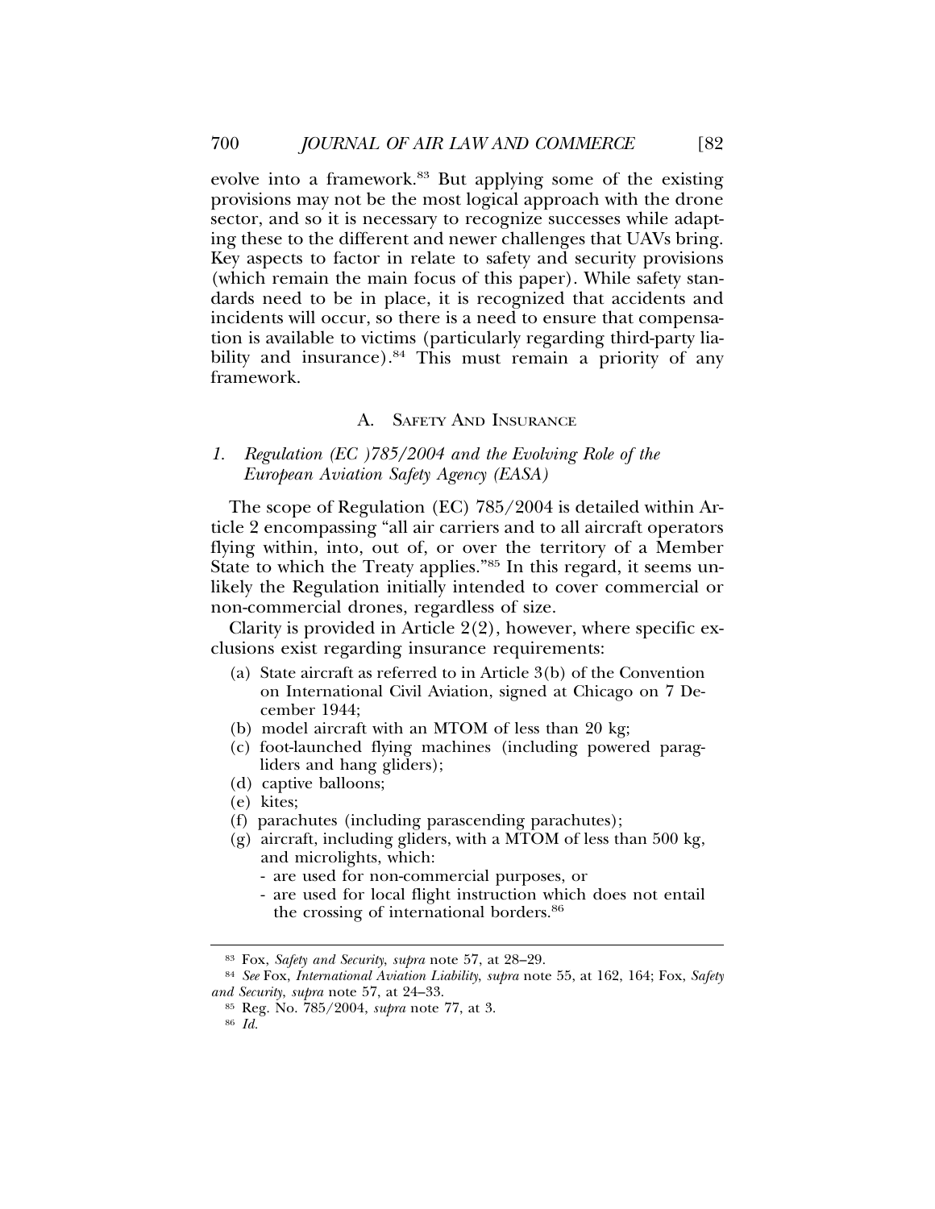evolve into a framework.[83] But applying some of the existing provisions may not be the most logical approach with the drone sector, and so it is necessary to recognize successes while adapting these to the different and newer challenges that UAVs bring. Key aspects to factor in relate to safety and security provisions (which remain the main focus of this paper). While safety standards need to be in place, it is recognized that accidents and incidents will occur, so there is a need to ensure that compensation is available to victims (particularly regarding third-party liability and insurance).[84] This must remain a priority of any framework.

## A. SAFETY AND INSURANCE

### 1. *Regulation (EC )785/2004 and the Evolving Role of the European Aviation Safety Agency (EASA)*

The scope of Regulation (EC) 785/2004 is detailed within Article 2 encompassing "all air carriers and to all aircraft operators flying within, into, out of, or over the territory of a Member State to which the Treaty applies."[85] In this regard, it seems unlikely the Regulation initially intended to cover commercial or non-commercial drones, regardless of size.

Clarity is provided in Article 2(2), however, where specific exclusions exist regarding insurance requirements:

> (a) State aircraft as referred to in Article 3(b) of the Convention on International Civil Aviation, signed at Chicago on 7 December 1944;
> (b) model aircraft with an MTOM of less than 20 kg;
> (c) foot-launched flying machines (including powered paragliders and hang gliders);
> (d) captive balloons;
> (e) kites;
> (f) parachutes (including parascending parachutes);
> (g) aircraft, including gliders, with a MTOM of less than 500 kg, and microlights, which:
> - are used for non-commercial purposes, or
> - are used for local flight instruction which does not entail the crossing of international borders.[86]

---

[83] Fox, *Safety and Security*, *supra* note 57, at 28–29.

[84] *See* Fox, *International Aviation Liability*, *supra* note 55, at 162, 164; Fox, *Safety and Security*, *supra* note 57, at 24–33.

[85] Reg. No. 785/2004, *supra* note 77, at 3.

[86] *Id.*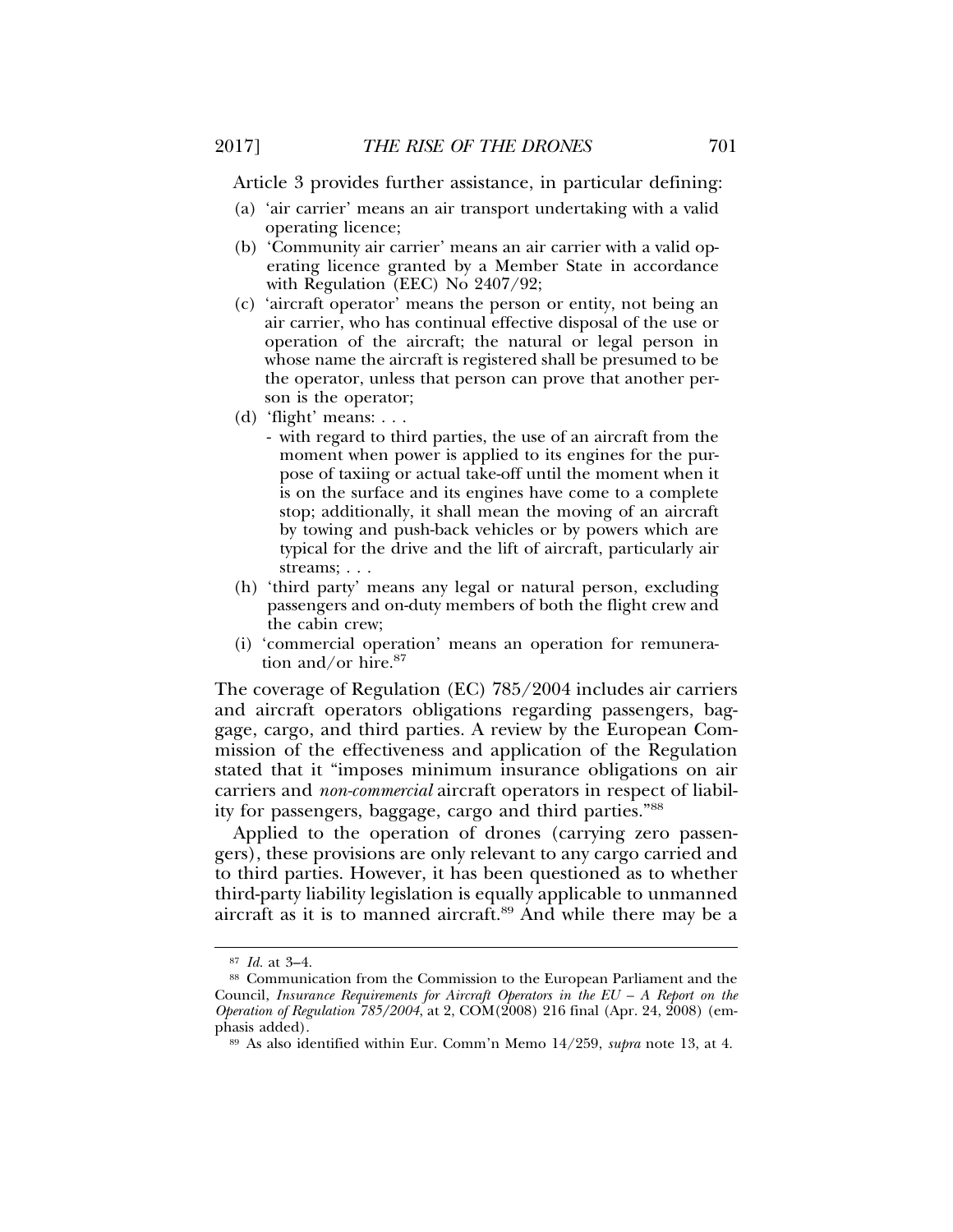Article 3 provides further assistance, in particular defining:

> (a) 'air carrier' means an air transport undertaking with a valid operating licence;
>
> (b) 'Community air carrier' means an air carrier with a valid operating licence granted by a Member State in accordance with Regulation (EEC) No 2407/92;
>
> (c) 'aircraft operator' means the person or entity, not being an air carrier, who has continual effective disposal of the use or operation of the aircraft; the natural or legal person in whose name the aircraft is registered shall be presumed to be the operator, unless that person can prove that another person is the operator;
>
> (d) 'flight' means: . . .
>
> - with regard to third parties, the use of an aircraft from the moment when power is applied to its engines for the purpose of taxiing or actual take-off until the moment when it is on the surface and its engines have come to a complete stop; additionally, it shall mean the moving of an aircraft by towing and push-back vehicles or by powers which are typical for the drive and the lift of aircraft, particularly air streams; . . .
>
> (h) 'third party' means any legal or natural person, excluding passengers and on-duty members of both the flight crew and the cabin crew;
>
> (i) 'commercial operation' means an operation for remuneration and/or hire.[87]

The coverage of Regulation (EC) 785/2004 includes air carriers and aircraft operators obligations regarding passengers, baggage, cargo, and third parties. A review by the European Commission of the effectiveness and application of the Regulation stated that it "imposes minimum insurance obligations on air carriers and *non-commercial* aircraft operators in respect of liability for passengers, baggage, cargo and third parties."[88]

Applied to the operation of drones (carrying zero passengers), these provisions are only relevant to any cargo carried and to third parties. However, it has been questioned as to whether third-party liability legislation is equally applicable to unmanned aircraft as it is to manned aircraft.[89] And while there may be a

---

[87] *Id.* at 3–4.

[88] Communication from the Commission to the European Parliament and the Council, *Insurance Requirements for Aircraft Operators in the EU – A Report on the Operation of Regulation 785/2004*, at 2, COM(2008) 216 final (Apr. 24, 2008) (emphasis added).

[89] As also identified within Eur. Comm'n Memo 14/259, *supra* note 13, at 4.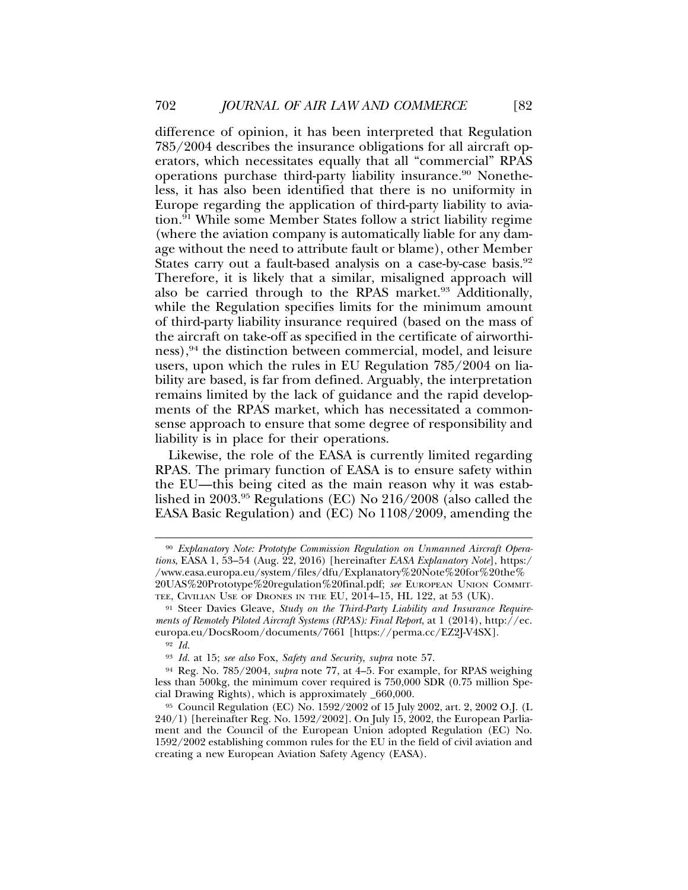difference of opinion, it has been interpreted that Regulation 785/2004 describes the insurance obligations for all aircraft operators, which necessitates equally that all "commercial" RPAS operations purchase third-party liability insurance.[90] Nonetheless, it has also been identified that there is no uniformity in Europe regarding the application of third-party liability to aviation.[91] While some Member States follow a strict liability regime (where the aviation company is automatically liable for any damage without the need to attribute fault or blame), other Member States carry out a fault-based analysis on a case-by-case basis.[92] Therefore, it is likely that a similar, misaligned approach will also be carried through to the RPAS market.[93] Additionally, while the Regulation specifies limits for the minimum amount of third-party liability insurance required (based on the mass of the aircraft on take-off as specified in the certificate of airworthiness),[94] the distinction between commercial, model, and leisure users, upon which the rules in EU Regulation 785/2004 on liability are based, is far from defined. Arguably, the interpretation remains limited by the lack of guidance and the rapid developments of the RPAS market, which has necessitated a commonsense approach to ensure that some degree of responsibility and liability is in place for their operations.

Likewise, the role of the EASA is currently limited regarding RPAS. The primary function of EASA is to ensure safety within the EU—this being cited as the main reason why it was established in 2003.[95] Regulations (EC) No 216/2008 (also called the EASA Basic Regulation) and (EC) No 1108/2009, amending the

---

[90] *Explanatory Note: Prototype Commission Regulation on Unmanned Aircraft Operations*, EASA 1, 53–54 (Aug. 22, 2016) [hereinafter *EASA Explanatory Note*], https://www.easa.europa.eu/system/files/dfu/Explanatory%20Note%20for%20the%20UAS%20Prototype%20regulation%20final.pdf; *see* EUROPEAN UNION COMMITTEE, CIVILIAN USE OF DRONES IN THE EU, 2014–15, HL 122, at 53 (UK).

[91] Steer Davies Gleave, *Study on the Third-Party Liability and Insurance Requirements of Remotely Piloted Aircraft Systems (RPAS): Final Report*, at 1 (2014), http://ec.europa.eu/DocsRoom/documents/7661 [https://perma.cc/EZ2J-V4SX].

[92] *Id.*

[93] *Id.* at 15; *see also* Fox, *Safety and Security*, *supra* note 57.

[94] Reg. No. 785/2004, *supra* note 77, at 4–5. For example, for RPAS weighing less than 500kg, the minimum cover required is 750,000 SDR (0.75 million Special Drawing Rights), which is approximately _660,000.

[95] Council Regulation (EC) No. 1592/2002 of 15 July 2002, art. 2, 2002 O.J. (L 240/1) [hereinafter Reg. No. 1592/2002]. On July 15, 2002, the European Parliament and the Council of the European Union adopted Regulation (EC) No. 1592/2002 establishing common rules for the EU in the field of civil aviation and creating a new European Aviation Safety Agency (EASA).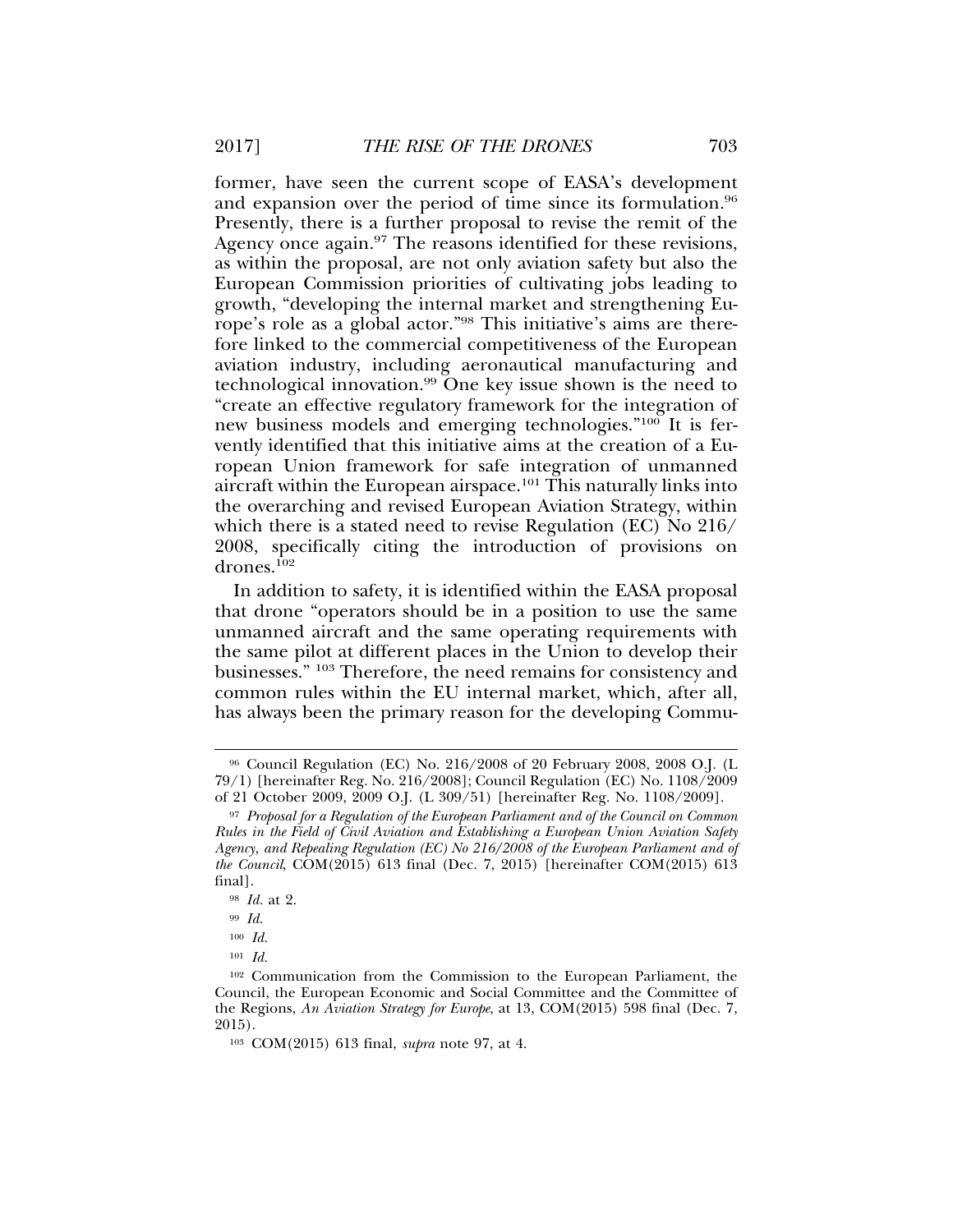former, have seen the current scope of EASA's development and expansion over the period of time since its formulation.[96] Presently, there is a further proposal to revise the remit of the Agency once again.[97] The reasons identified for these revisions, as within the proposal, are not only aviation safety but also the European Commission priorities of cultivating jobs leading to growth, "developing the internal market and strengthening Europe's role as a global actor."[98] This initiative's aims are therefore linked to the commercial competitiveness of the European aviation industry, including aeronautical manufacturing and technological innovation.[99] One key issue shown is the need to "create an effective regulatory framework for the integration of new business models and emerging technologies."[100] It is fervently identified that this initiative aims at the creation of a European Union framework for safe integration of unmanned aircraft within the European airspace.[101] This naturally links into the overarching and revised European Aviation Strategy, within which there is a stated need to revise Regulation (EC) No 216/2008, specifically citing the introduction of provisions on drones.[102]

In addition to safety, it is identified within the EASA proposal that drone "operators should be in a position to use the same unmanned aircraft and the same operating requirements with the same pilot at different places in the Union to develop their businesses." [103] Therefore, the need remains for consistency and common rules within the EU internal market, which, after all, has always been the primary reason for the developing Commu-

---

[96] Council Regulation (EC) No. 216/2008 of 20 February 2008, 2008 O.J. (L 79/1) [hereinafter Reg. No. 216/2008]; Council Regulation (EC) No. 1108/2009 of 21 October 2009, 2009 O.J. (L 309/51) [hereinafter Reg. No. 1108/2009].

[97] *Proposal for a Regulation of the European Parliament and of the Council on Common Rules in the Field of Civil Aviation and Establishing a European Union Aviation Safety Agency, and Repealing Regulation (EC) No 216/2008 of the European Parliament and of the Council*, COM(2015) 613 final (Dec. 7, 2015) [hereinafter COM(2015) 613 final].

[98] *Id.* at 2.

[99] *Id.*

[100] *Id.*

[101] *Id.*

[102] Communication from the Commission to the European Parliament, the Council, the European Economic and Social Committee and the Committee of the Regions, *An Aviation Strategy for Europe*, at 13, COM(2015) 598 final (Dec. 7, 2015).

[103] COM(2015) 613 final, *supra* note 97, at 4.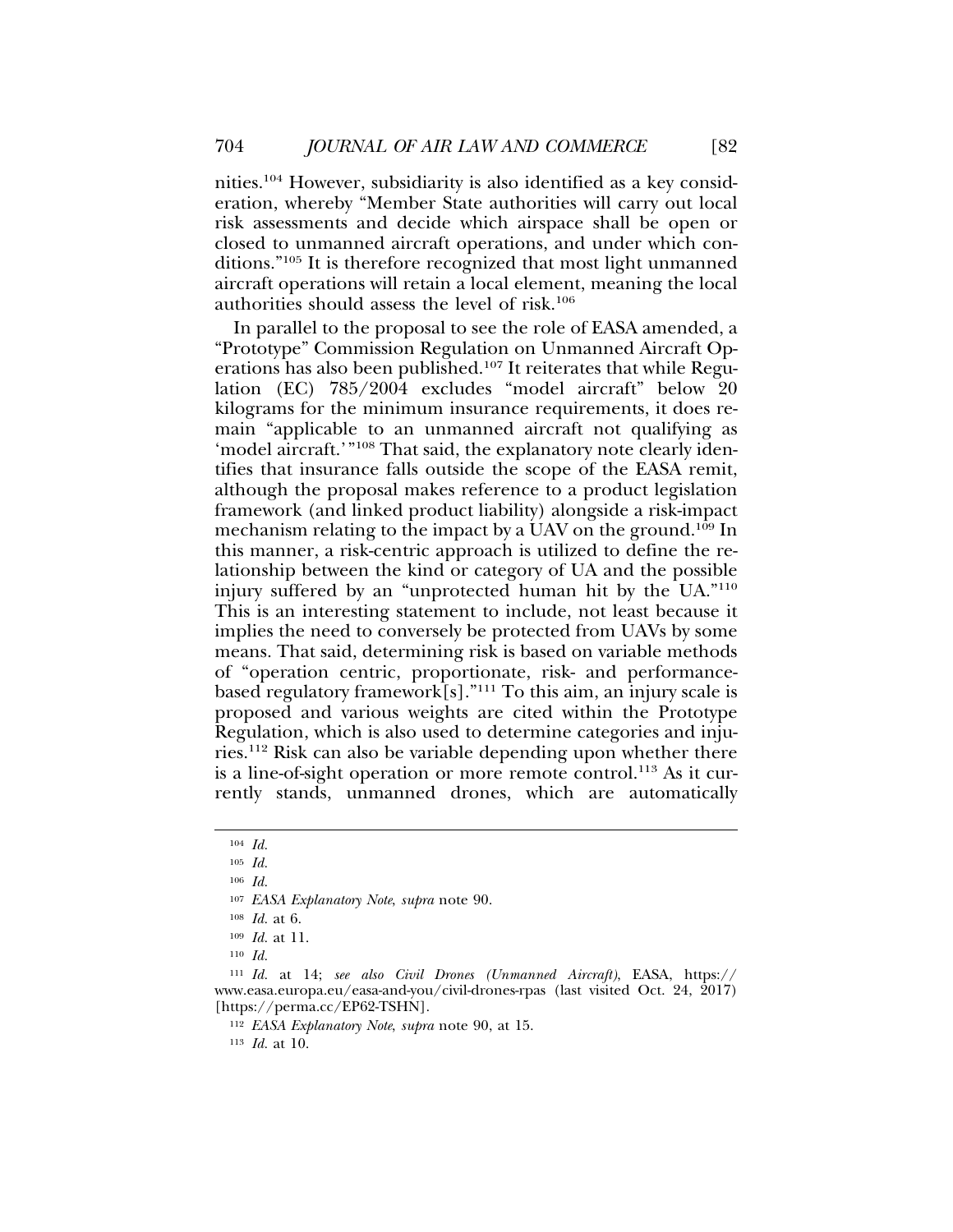nities.[104] However, subsidiarity is also identified as a key consideration, whereby "Member State authorities will carry out local risk assessments and decide which airspace shall be open or closed to unmanned aircraft operations, and under which conditions."[105] It is therefore recognized that most light unmanned aircraft operations will retain a local element, meaning the local authorities should assess the level of risk.[106]

In parallel to the proposal to see the role of EASA amended, a "Prototype" Commission Regulation on Unmanned Aircraft Operations has also been published.[107] It reiterates that while Regulation (EC) 785/2004 excludes "model aircraft" below 20 kilograms for the minimum insurance requirements, it does remain "applicable to an unmanned aircraft not qualifying as 'model aircraft.'"[108] That said, the explanatory note clearly identifies that insurance falls outside the scope of the EASA remit, although the proposal makes reference to a product legislation framework (and linked product liability) alongside a risk-impact mechanism relating to the impact by a UAV on the ground.[109] In this manner, a risk-centric approach is utilized to define the relationship between the kind or category of UA and the possible injury suffered by an "unprotected human hit by the UA."[110] This is an interesting statement to include, not least because it implies the need to conversely be protected from UAVs by some means. That said, determining risk is based on variable methods of "operation centric, proportionate, risk- and performance-based regulatory framework[s]."[111] To this aim, an injury scale is proposed and various weights are cited within the Prototype Regulation, which is also used to determine categories and injuries.[112] Risk can also be variable depending upon whether there is a line-of-sight operation or more remote control.[113] As it currently stands, unmanned drones, which are automatically

---

[104] *Id.*

[105] *Id.*

[106] *Id.*

[107] *EASA Explanatory Note*, *supra* note 90.

[108] *Id.* at 6.

[109] *Id.* at 11.

[110] *Id.*

[111] *Id.* at 14; *see also Civil Drones (Unmanned Aircraft)*, EASA, https://www.easa.europa.eu/easa-and-you/civil-drones-rpas (last visited Oct. 24, 2017) [https://perma.cc/EP62-TSHN].

[112] *EASA Explanatory Note*, *supra* note 90, at 15.

[113] *Id.* at 10.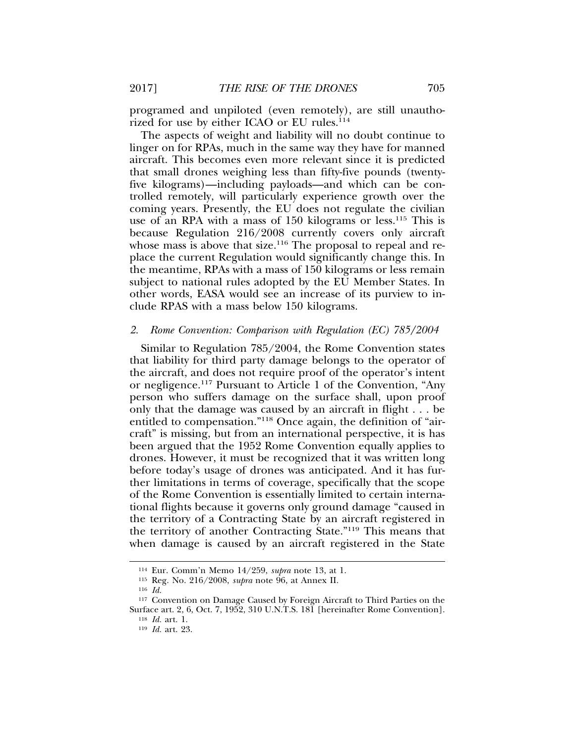programed and unpiloted (even remotely), are still unauthorized for use by either ICAO or EU rules.[114]

The aspects of weight and liability will no doubt continue to linger on for RPAs, much in the same way they have for manned aircraft. This becomes even more relevant since it is predicted that small drones weighing less than fifty-five pounds (twenty-five kilograms)—including payloads—and which can be controlled remotely, will particularly experience growth over the coming years. Presently, the EU does not regulate the civilian use of an RPA with a mass of 150 kilograms or less.[115] This is because Regulation 216/2008 currently covers only aircraft whose mass is above that size.[116] The proposal to repeal and replace the current Regulation would significantly change this. In the meantime, RPAs with a mass of 150 kilograms or less remain subject to national rules adopted by the EU Member States. In other words, EASA would see an increase of its purview to include RPAS with a mass below 150 kilograms.

### 2. *Rome Convention: Comparison with Regulation (EC) 785/2004*

Similar to Regulation 785/2004, the Rome Convention states that liability for third party damage belongs to the operator of the aircraft, and does not require proof of the operator's intent or negligence.[117] Pursuant to Article 1 of the Convention, "Any person who suffers damage on the surface shall, upon proof only that the damage was caused by an aircraft in flight . . . be entitled to compensation."[118] Once again, the definition of "aircraft" is missing, but from an international perspective, it is has been argued that the 1952 Rome Convention equally applies to drones. However, it must be recognized that it was written long before today's usage of drones was anticipated. And it has further limitations in terms of coverage, specifically that the scope of the Rome Convention is essentially limited to certain international flights because it governs only ground damage "caused in the territory of a Contracting State by an aircraft registered in the territory of another Contracting State."[119] This means that when damage is caused by an aircraft registered in the State

---

[114] Eur. Comm'n Memo 14/259, *supra* note 13, at 1.

[115] Reg. No. 216/2008, *supra* note 96, at Annex II.

[116] *Id.*

[117] Convention on Damage Caused by Foreign Aircraft to Third Parties on the Surface art. 2, 6, Oct. 7, 1952, 310 U.N.T.S. 181 [hereinafter Rome Convention].

[118] *Id.* art. 1.

[119] *Id.* art. 23.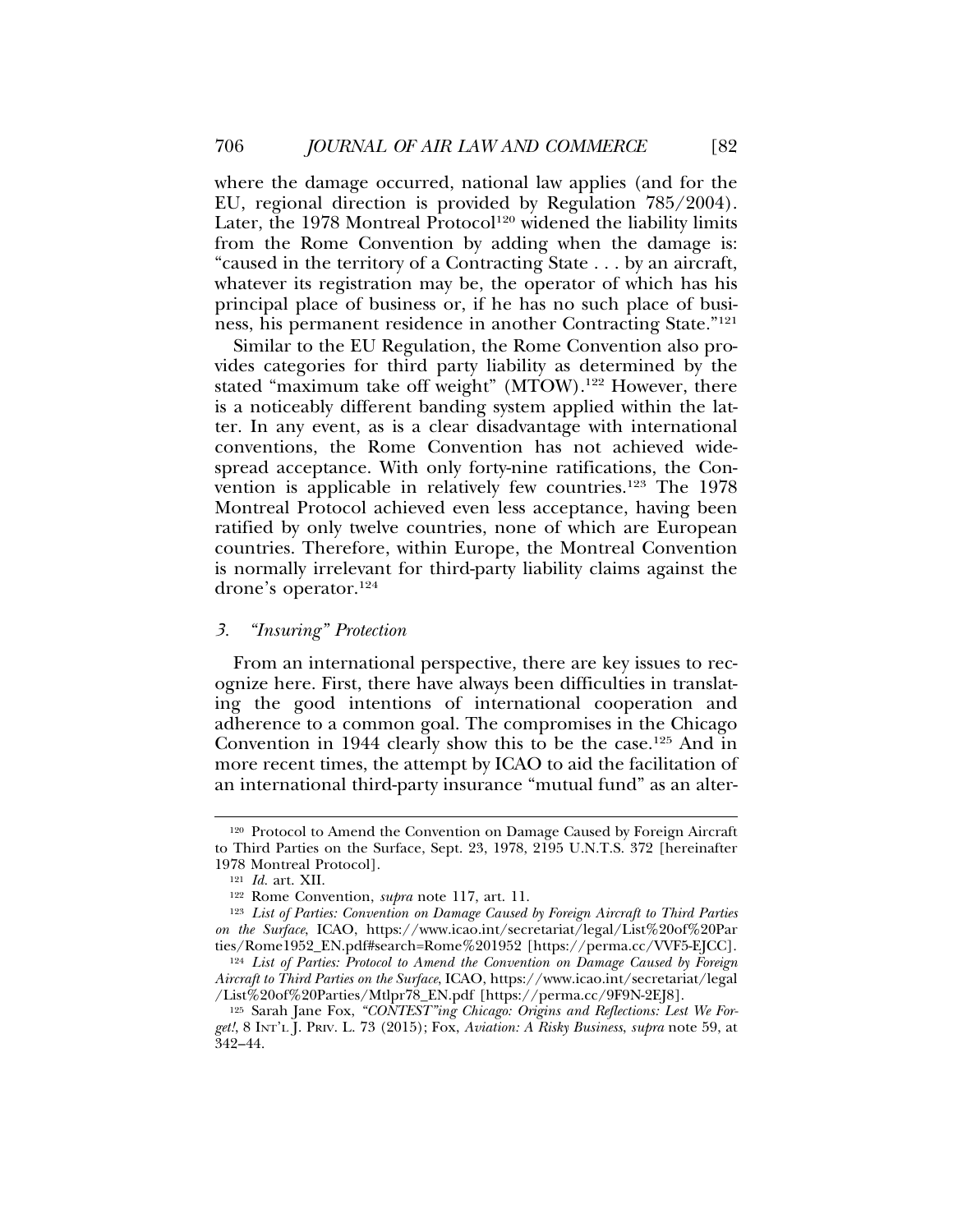where the damage occurred, national law applies (and for the EU, regional direction is provided by Regulation 785/2004). Later, the 1978 Montreal Protocol[120] widened the liability limits from the Rome Convention by adding when the damage is: "caused in the territory of a Contracting State . . . by an aircraft, whatever its registration may be, the operator of which has his principal place of business or, if he has no such place of business, his permanent residence in another Contracting State."[121]

Similar to the EU Regulation, the Rome Convention also provides categories for third party liability as determined by the stated "maximum take off weight" (MTOW).[122] However, there is a noticeably different banding system applied within the latter. In any event, as is a clear disadvantage with international conventions, the Rome Convention has not achieved widespread acceptance. With only forty-nine ratifications, the Convention is applicable in relatively few countries.[123] The 1978 Montreal Protocol achieved even less acceptance, having been ratified by only twelve countries, none of which are European countries. Therefore, within Europe, the Montreal Convention is normally irrelevant for third-party liability claims against the drone's operator.[124]

### 3. *"Insuring" Protection*

From an international perspective, there are key issues to recognize here. First, there have always been difficulties in translating the good intentions of international cooperation and adherence to a common goal. The compromises in the Chicago Convention in 1944 clearly show this to be the case.[125] And in more recent times, the attempt by ICAO to aid the facilitation of an international third-party insurance "mutual fund" as an alter-

---

[120] Protocol to Amend the Convention on Damage Caused by Foreign Aircraft to Third Parties on the Surface, Sept. 23, 1978, 2195 U.N.T.S. 372 [hereinafter 1978 Montreal Protocol].

[121] *Id.* art. XII.

[122] Rome Convention, *supra* note 117, art. 11.

[123] *List of Parties: Convention on Damage Caused by Foreign Aircraft to Third Parties on the Surface*, ICAO, https://www.icao.int/secretariat/legal/List%20of%20Parties/Rome1952_EN.pdf#search=Rome%201952 [https://perma.cc/VVF5-EJCC].

[124] *List of Parties: Protocol to Amend the Convention on Damage Caused by Foreign Aircraft to Third Parties on the Surface*, ICAO, https://www.icao.int/secretariat/legal/List%20of%20Parties/Mtlpr78_EN.pdf [https://perma.cc/9F9N-2EJ8].

[125] Sarah Jane Fox, *"CONTEST"ing Chicago: Origins and Reflections: Lest We Forget!*, 8 INT'L J. PRIV. L. 73 (2015); Fox, *Aviation: A Risky Business*, *supra* note 59, at 342–44.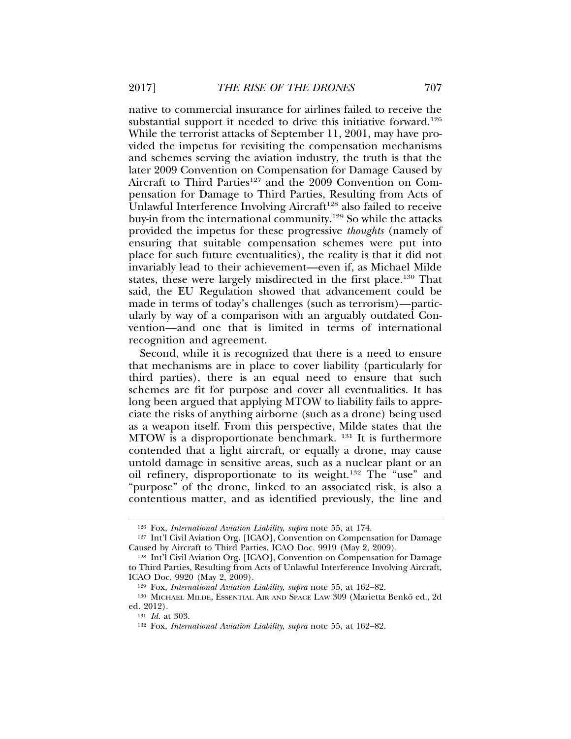native to commercial insurance for airlines failed to receive the substantial support it needed to drive this initiative forward.[126] While the terrorist attacks of September 11, 2001, may have provided the impetus for revisiting the compensation mechanisms and schemes serving the aviation industry, the truth is that the later 2009 Convention on Compensation for Damage Caused by Aircraft to Third Parties[127] and the 2009 Convention on Compensation for Damage to Third Parties, Resulting from Acts of Unlawful Interference Involving Aircraft[128] also failed to receive buy-in from the international community.[129] So while the attacks provided the impetus for these progressive *thoughts* (namely of ensuring that suitable compensation schemes were put into place for such future eventualities), the reality is that it did not invariably lead to their achievement—even if, as Michael Milde states, these were largely misdirected in the first place.[130] That said, the EU Regulation showed that advancement could be made in terms of today's challenges (such as terrorism)—particularly by way of a comparison with an arguably outdated Convention—and one that is limited in terms of international recognition and agreement.

Second, while it is recognized that there is a need to ensure that mechanisms are in place to cover liability (particularly for third parties), there is an equal need to ensure that such schemes are fit for purpose and cover all eventualities. It has long been argued that applying MTOW to liability fails to appreciate the risks of anything airborne (such as a drone) being used as a weapon itself. From this perspective, Milde states that the MTOW is a disproportionate benchmark.[131] It is furthermore contended that a light aircraft, or equally a drone, may cause untold damage in sensitive areas, such as a nuclear plant or an oil refinery, disproportionate to its weight.[132] The "use" and "purpose" of the drone, linked to an associated risk, is also a contentious matter, and as identified previously, the line and

---

[126] Fox, *International Aviation Liability*, *supra* note 55, at 174.

[127] Int'l Civil Aviation Org. [ICAO], Convention on Compensation for Damage Caused by Aircraft to Third Parties, ICAO Doc. 9919 (May 2, 2009).

[128] Int'l Civil Aviation Org. [ICAO], Convention on Compensation for Damage to Third Parties, Resulting from Acts of Unlawful Interference Involving Aircraft, ICAO Doc. 9920 (May 2, 2009).

[129] Fox, *International Aviation Liability*, *supra* note 55, at 162–82.

[130] Michael Milde, Essential Air and Space Law 309 (Marietta Benkö ed., 2d ed. 2012).

[131] *Id.* at 303.

[132] Fox, *International Aviation Liability*, *supra* note 55, at 162–82.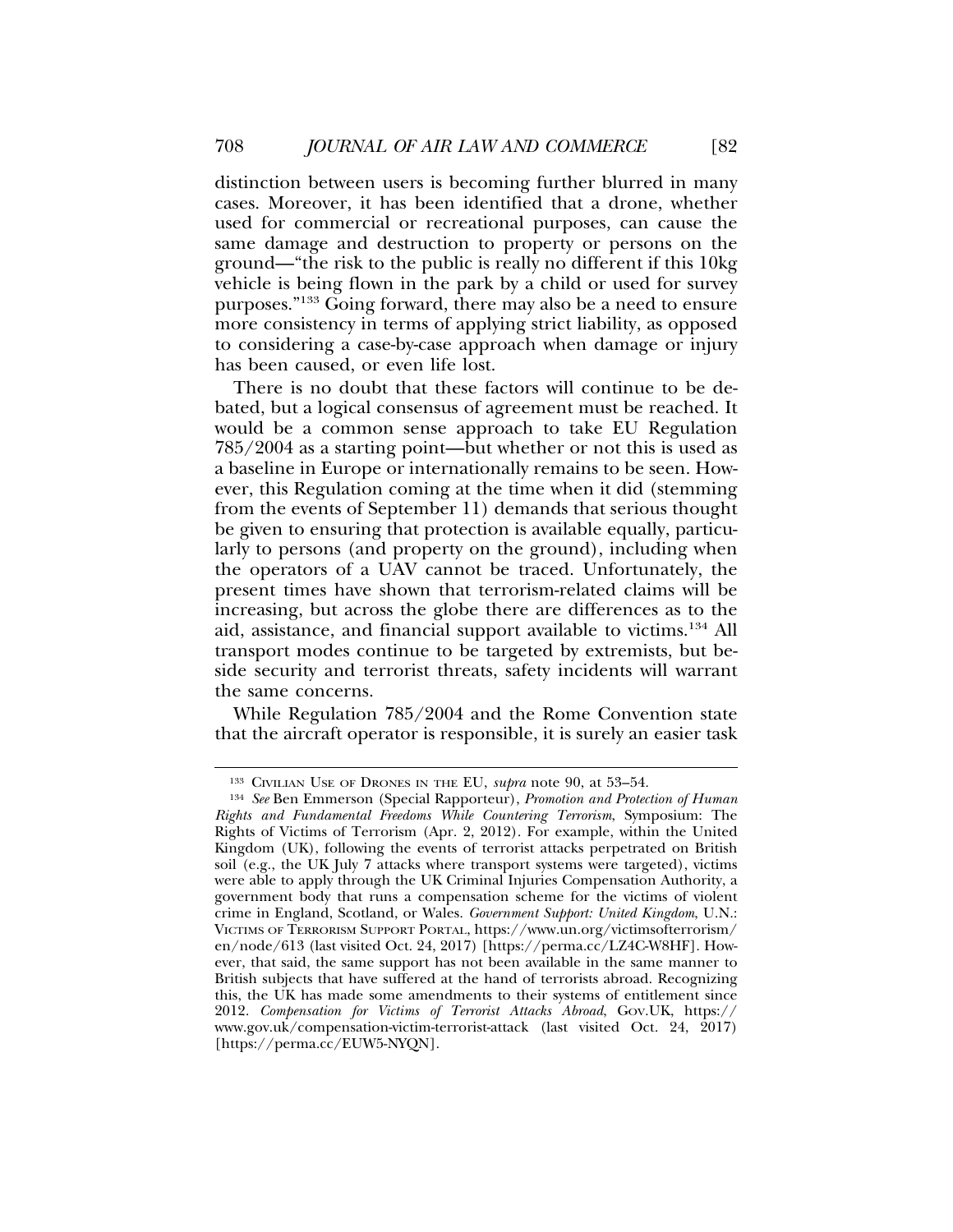distinction between users is becoming further blurred in many cases. Moreover, it has been identified that a drone, whether used for commercial or recreational purposes, can cause the same damage and destruction to property or persons on the ground—"the risk to the public is really no different if this 10kg vehicle is being flown in the park by a child or used for survey purposes."[133] Going forward, there may also be a need to ensure more consistency in terms of applying strict liability, as opposed to considering a case-by-case approach when damage or injury has been caused, or even life lost.

There is no doubt that these factors will continue to be debated, but a logical consensus of agreement must be reached. It would be a common sense approach to take EU Regulation 785/2004 as a starting point—but whether or not this is used as a baseline in Europe or internationally remains to be seen. However, this Regulation coming at the time when it did (stemming from the events of September 11) demands that serious thought be given to ensuring that protection is available equally, particularly to persons (and property on the ground), including when the operators of a UAV cannot be traced. Unfortunately, the present times have shown that terrorism-related claims will be increasing, but across the globe there are differences as to the aid, assistance, and financial support available to victims.[134] All transport modes continue to be targeted by extremists, but beside security and terrorist threats, safety incidents will warrant the same concerns.

While Regulation 785/2004 and the Rome Convention state that the aircraft operator is responsible, it is surely an easier task

---

[133] CIVILIAN USE OF DRONES IN THE EU, *supra* note 90, at 53–54.

[134] *See* Ben Emmerson (Special Rapporteur), *Promotion and Protection of Human Rights and Fundamental Freedoms While Countering Terrorism*, Symposium: The Rights of Victims of Terrorism (Apr. 2, 2012). For example, within the United Kingdom (UK), following the events of terrorist attacks perpetrated on British soil (e.g., the UK July 7 attacks where transport systems were targeted), victims were able to apply through the UK Criminal Injuries Compensation Authority, a government body that runs a compensation scheme for the victims of violent crime in England, Scotland, or Wales. *Government Support: United Kingdom*, U.N.: VICTIMS OF TERRORISM SUPPORT PORTAL, https://www.un.org/victimsofterrorism/en/node/613 (last visited Oct. 24, 2017) [https://perma.cc/LZ4C-W8HF]. However, that said, the same support has not been available in the same manner to British subjects that have suffered at the hand of terrorists abroad. Recognizing this, the UK has made some amendments to their systems of entitlement since 2012. *Compensation for Victims of Terrorist Attacks Abroad*, GOV.UK, https://www.gov.uk/compensation-victim-terrorist-attack (last visited Oct. 24, 2017) [https://perma.cc/EUW5-NYQN].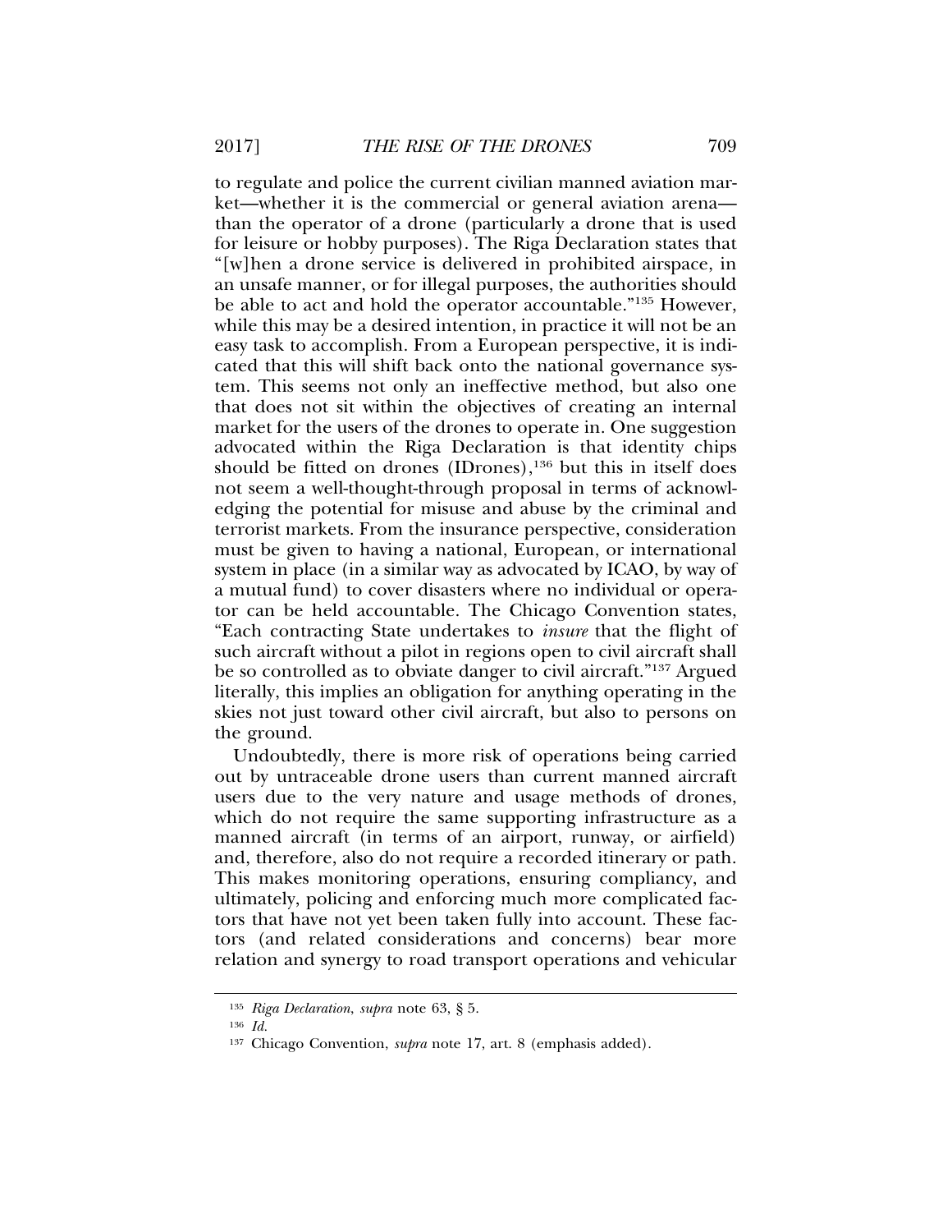to regulate and police the current civilian manned aviation market—whether it is the commercial or general aviation arena—than the operator of a drone (particularly a drone that is used for leisure or hobby purposes). The Riga Declaration states that "[w]hen a drone service is delivered in prohibited airspace, in an unsafe manner, or for illegal purposes, the authorities should be able to act and hold the operator accountable."[135] However, while this may be a desired intention, in practice it will not be an easy task to accomplish. From a European perspective, it is indicated that this will shift back onto the national governance system. This seems not only an ineffective method, but also one that does not sit within the objectives of creating an internal market for the users of the drones to operate in. One suggestion advocated within the Riga Declaration is that identity chips should be fitted on drones (IDrones),[136] but this in itself does not seem a well-thought-through proposal in terms of acknowledging the potential for misuse and abuse by the criminal and terrorist markets. From the insurance perspective, consideration must be given to having a national, European, or international system in place (in a similar way as advocated by ICAO, by way of a mutual fund) to cover disasters where no individual or operator can be held accountable. The Chicago Convention states, "Each contracting State undertakes to *insure* that the flight of such aircraft without a pilot in regions open to civil aircraft shall be so controlled as to obviate danger to civil aircraft."[137] Argued literally, this implies an obligation for anything operating in the skies not just toward other civil aircraft, but also to persons on the ground.

Undoubtedly, there is more risk of operations being carried out by untraceable drone users than current manned aircraft users due to the very nature and usage methods of drones, which do not require the same supporting infrastructure as a manned aircraft (in terms of an airport, runway, or airfield) and, therefore, also do not require a recorded itinerary or path. This makes monitoring operations, ensuring compliancy, and ultimately, policing and enforcing much more complicated factors that have not yet been taken fully into account. These factors (and related considerations and concerns) bear more relation and synergy to road transport operations and vehicular

---

[135] *Riga Declaration*, *supra* note 63, § 5.

[136] *Id.*

[137] Chicago Convention, *supra* note 17, art. 8 (emphasis added).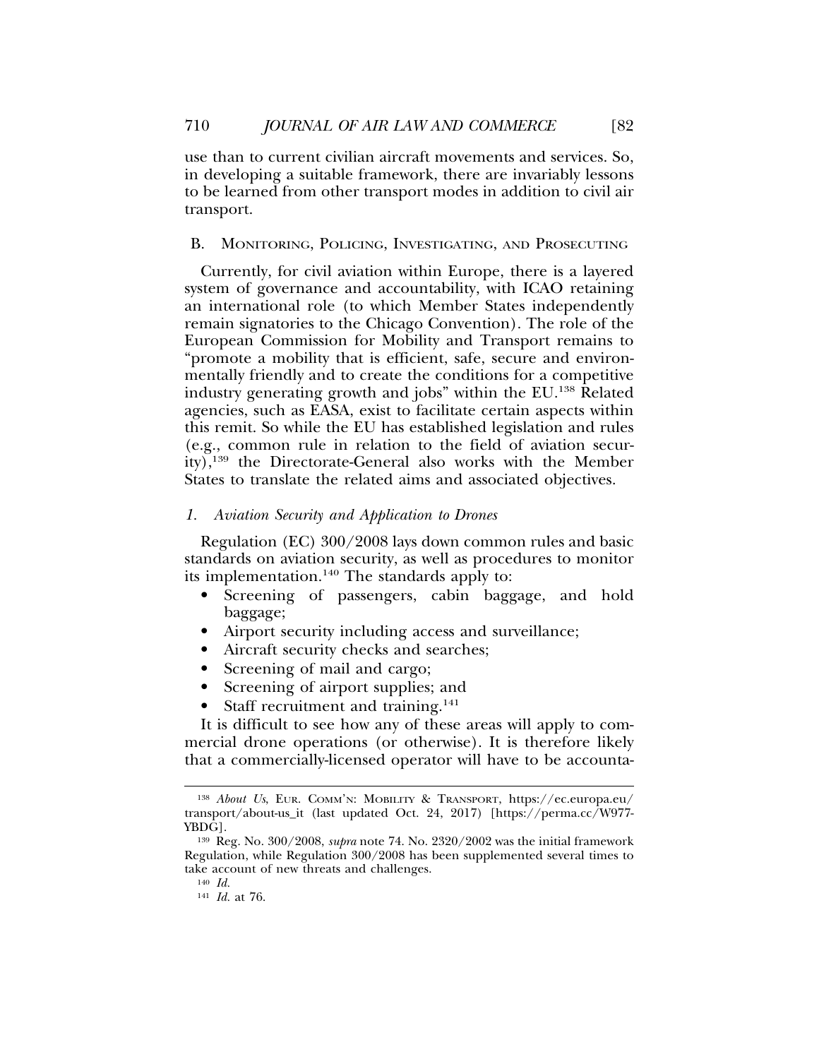use than to current civilian aircraft movements and services. So, in developing a suitable framework, there are invariably lessons to be learned from other transport modes in addition to civil air transport.

## B. Monitoring, Policing, Investigating, and Prosecuting

Currently, for civil aviation within Europe, there is a layered system of governance and accountability, with ICAO retaining an international role (to which Member States independently remain signatories to the Chicago Convention). The role of the European Commission for Mobility and Transport remains to "promote a mobility that is efficient, safe, secure and environmentally friendly and to create the conditions for a competitive industry generating growth and jobs" within the EU.[138] Related agencies, such as EASA, exist to facilitate certain aspects within this remit. So while the EU has established legislation and rules (e.g., common rule in relation to the field of aviation security),[139] the Directorate-General also works with the Member States to translate the related aims and associated objectives.

### 1. *Aviation Security and Application to Drones*

Regulation (EC) 300/2008 lays down common rules and basic standards on aviation security, as well as procedures to monitor its implementation.[140] The standards apply to:

- Screening of passengers, cabin baggage, and hold baggage;
- Airport security including access and surveillance;
- Aircraft security checks and searches;
- Screening of mail and cargo;
- Screening of airport supplies; and
- Staff recruitment and training.[141]

It is difficult to see how any of these areas will apply to commercial drone operations (or otherwise). It is therefore likely that a commercially-licensed operator will have to be accounta-

---

[138] *About Us*, Eur. Comm'n: Mobility & Transport, https://ec.europa.eu/transport/about-us_it (last updated Oct. 24, 2017) [https://perma.cc/W977-YBDG].

[139] Reg. No. 300/2008, *supra* note 74. No. 2320/2002 was the initial framework Regulation, while Regulation 300/2008 has been supplemented several times to take account of new threats and challenges.

[140] *Id.*

[141] *Id.* at 76.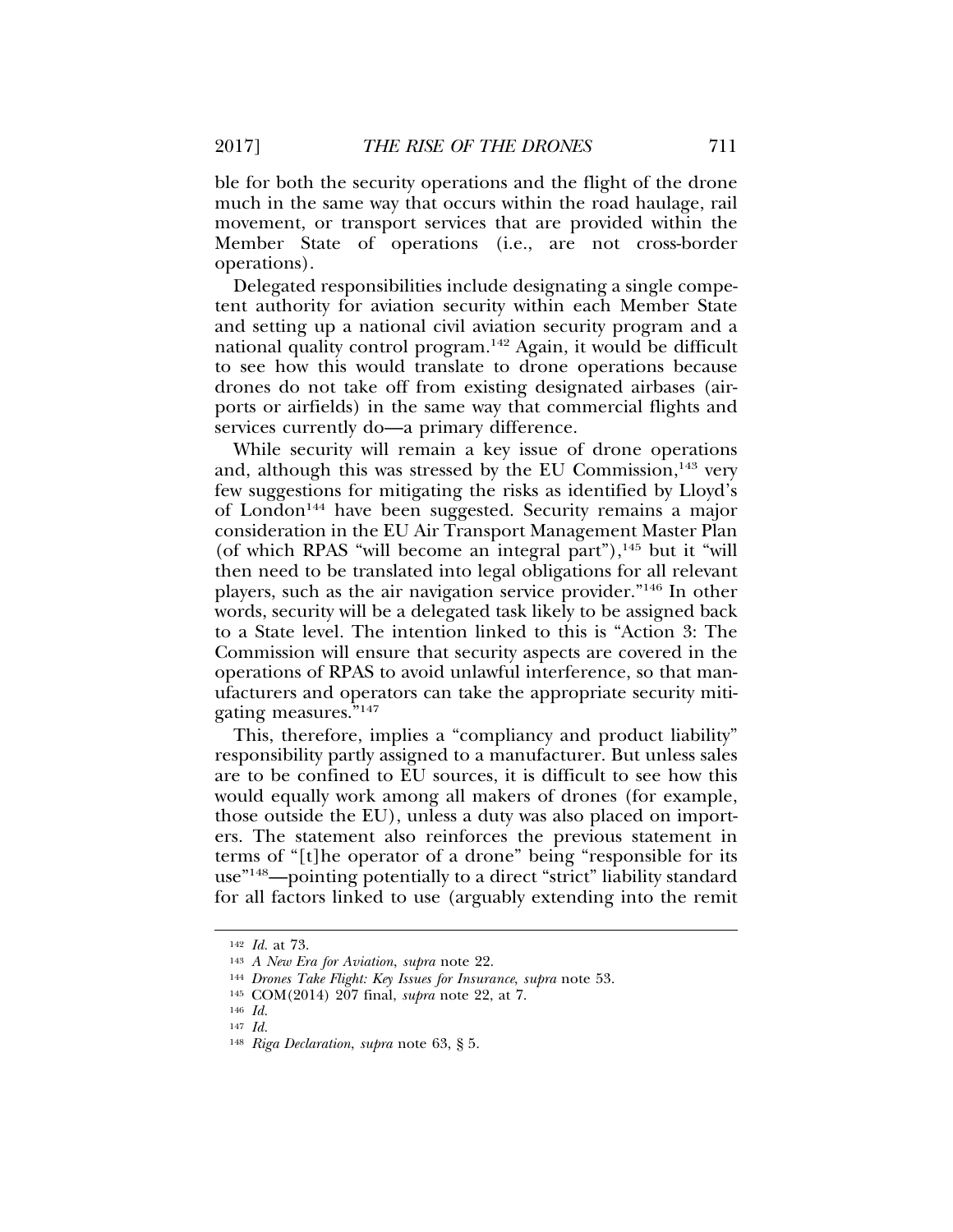ble for both the security operations and the flight of the drone much in the same way that occurs within the road haulage, rail movement, or transport services that are provided within the Member State of operations (i.e., are not cross-border operations).

Delegated responsibilities include designating a single competent authority for aviation security within each Member State and setting up a national civil aviation security program and a national quality control program.[142] Again, it would be difficult to see how this would translate to drone operations because drones do not take off from existing designated airbases (airports or airfields) in the same way that commercial flights and services currently do—a primary difference.

While security will remain a key issue of drone operations and, although this was stressed by the EU Commission,[143] very few suggestions for mitigating the risks as identified by Lloyd's of London[144] have been suggested. Security remains a major consideration in the EU Air Transport Management Master Plan (of which RPAS "will become an integral part"),[145] but it "will then need to be translated into legal obligations for all relevant players, such as the air navigation service provider."[146] In other words, security will be a delegated task likely to be assigned back to a State level. The intention linked to this is "Action 3: The Commission will ensure that security aspects are covered in the operations of RPAS to avoid unlawful interference, so that manufacturers and operators can take the appropriate security mitigating measures."[147]

This, therefore, implies a "compliancy and product liability" responsibility partly assigned to a manufacturer. But unless sales are to be confined to EU sources, it is difficult to see how this would equally work among all makers of drones (for example, those outside the EU), unless a duty was also placed on importers. The statement also reinforces the previous statement in terms of "[t]he operator of a drone" being "responsible for its use"[148]—pointing potentially to a direct "strict" liability standard for all factors linked to use (arguably extending into the remit

---

142 *Id.* at 73.

143 *A New Era for Aviation*, *supra* note 22.

144 *Drones Take Flight: Key Issues for Insurance*, *supra* note 53.

145 COM(2014) 207 final, *supra* note 22, at 7.

146 *Id.*

147 *Id.*

148 *Riga Declaration*, *supra* note 63, § 5.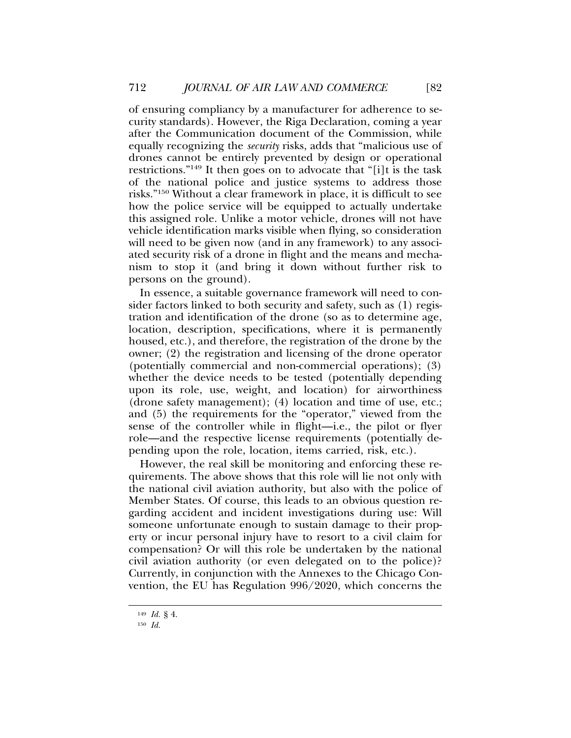of ensuring compliancy by a manufacturer for adherence to security standards). However, the Riga Declaration, coming a year after the Communication document of the Commission, while equally recognizing the *security* risks, adds that "malicious use of drones cannot be entirely prevented by design or operational restrictions."[149] It then goes on to advocate that "[i]t is the task of the national police and justice systems to address those risks."[150] Without a clear framework in place, it is difficult to see how the police service will be equipped to actually undertake this assigned role. Unlike a motor vehicle, drones will not have vehicle identification marks visible when flying, so consideration will need to be given now (and in any framework) to any associated security risk of a drone in flight and the means and mechanism to stop it (and bring it down without further risk to persons on the ground).

In essence, a suitable governance framework will need to consider factors linked to both security and safety, such as (1) registration and identification of the drone (so as to determine age, location, description, specifications, where it is permanently housed, etc.), and therefore, the registration of the drone by the owner; (2) the registration and licensing of the drone operator (potentially commercial and non-commercial operations); (3) whether the device needs to be tested (potentially depending upon its role, use, weight, and location) for airworthiness (drone safety management); (4) location and time of use, etc.; and (5) the requirements for the "operator," viewed from the sense of the controller while in flight—i.e., the pilot or flyer role—and the respective license requirements (potentially depending upon the role, location, items carried, risk, etc.).

However, the real skill be monitoring and enforcing these requirements. The above shows that this role will lie not only with the national civil aviation authority, but also with the police of Member States. Of course, this leads to an obvious question regarding accident and incident investigations during use: Will someone unfortunate enough to sustain damage to their property or incur personal injury have to resort to a civil claim for compensation? Or will this role be undertaken by the national civil aviation authority (or even delegated on to the police)? Currently, in conjunction with the Annexes to the Chicago Convention, the EU has Regulation 996/2020, which concerns the

---

[149] *Id.* § 4.

[150] *Id.*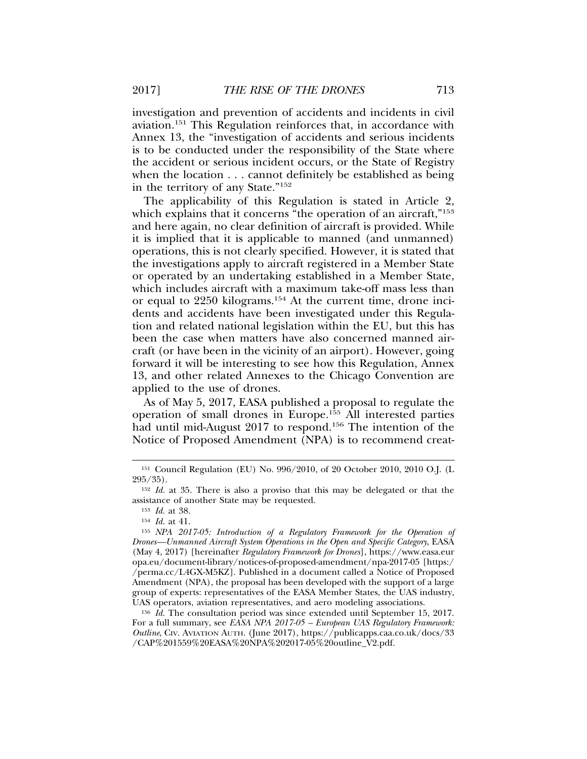investigation and prevention of accidents and incidents in civil aviation.[151] This Regulation reinforces that, in accordance with Annex 13, the "investigation of accidents and serious incidents is to be conducted under the responsibility of the State where the accident or serious incident occurs, or the State of Registry when the location . . . cannot definitely be established as being in the territory of any State."[152]

The applicability of this Regulation is stated in Article 2, which explains that it concerns "the operation of an aircraft,"[153] and here again, no clear definition of aircraft is provided. While it is implied that it is applicable to manned (and unmanned) operations, this is not clearly specified. However, it is stated that the investigations apply to aircraft registered in a Member State or operated by an undertaking established in a Member State, which includes aircraft with a maximum take-off mass less than or equal to 2250 kilograms.[154] At the current time, drone incidents and accidents have been investigated under this Regulation and related national legislation within the EU, but this has been the case when matters have also concerned manned aircraft (or have been in the vicinity of an airport). However, going forward it will be interesting to see how this Regulation, Annex 13, and other related Annexes to the Chicago Convention are applied to the use of drones.

As of May 5, 2017, EASA published a proposal to regulate the operation of small drones in Europe.[155] All interested parties had until mid-August 2017 to respond.[156] The intention of the Notice of Proposed Amendment (NPA) is to recommend creat-

---

[151] Council Regulation (EU) No. 996/2010, of 20 October 2010, 2010 O.J. (L 295/35).

[152] *Id.* at 35. There is also a proviso that this may be delegated or that the assistance of another State may be requested.

[153] *Id.* at 38.

[154] *Id.* at 41.

[155] *NPA 2017-05: Introduction of a Regulatory Framework for the Operation of Drones—Unmanned Aircraft System Operations in the Open and Specific Category*, EASA (May 4, 2017) [hereinafter *Regulatory Framework for Drones*], https://www.easa.europa.eu/document-library/notices-of-proposed-amendment/npa-2017-05 [https://perma.cc/L4GX-M5KZ]. Published in a document called a Notice of Proposed Amendment (NPA), the proposal has been developed with the support of a large group of experts: representatives of the EASA Member States, the UAS industry, UAS operators, aviation representatives, and aero modeling associations.

[156] *Id.* The consultation period was since extended until September 15, 2017. For a full summary, see *EASA NPA 2017-05 – European UAS Regulatory Framework: Outline*, CIV. AVIATION AUTH. (June 2017), https://publicapps.caa.co.uk/docs/33/CAP%201559%20EASA%20NPA%202017-05%20outline_V2.pdf.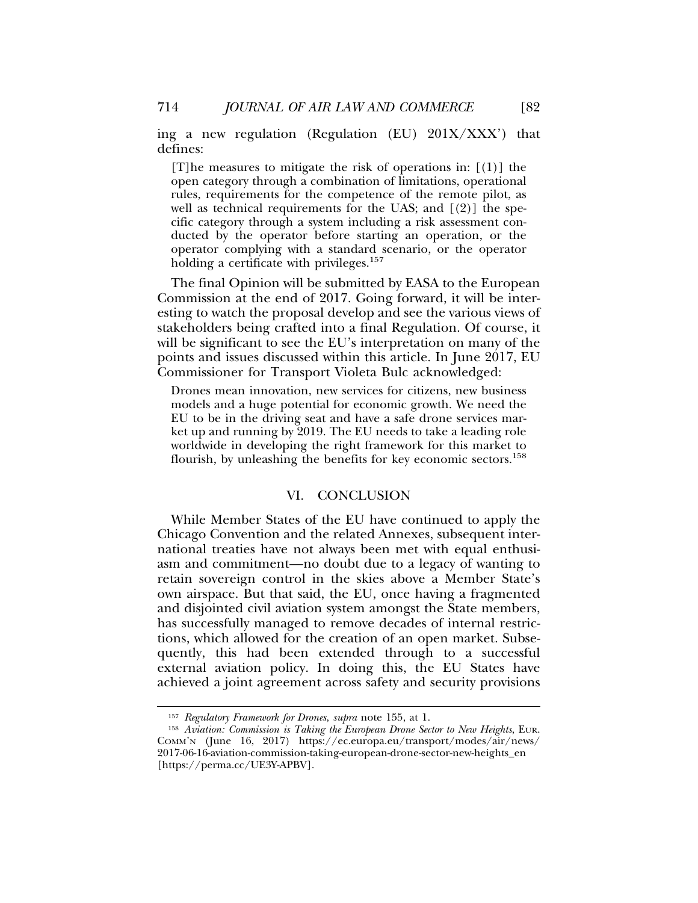ing a new regulation (Regulation (EU) 201X/XXX') that defines:

> [T]he measures to mitigate the risk of operations in: [(1)] the open category through a combination of limitations, operational rules, requirements for the competence of the remote pilot, as well as technical requirements for the UAS; and [(2)] the specific category through a system including a risk assessment conducted by the operator before starting an operation, or the operator complying with a standard scenario, or the operator holding a certificate with privileges.[157]

The final Opinion will be submitted by EASA to the European Commission at the end of 2017. Going forward, it will be interesting to watch the proposal develop and see the various views of stakeholders being crafted into a final Regulation. Of course, it will be significant to see the EU's interpretation on many of the points and issues discussed within this article. In June 2017, EU Commissioner for Transport Violeta Bulc acknowledged:

> Drones mean innovation, new services for citizens, new business models and a huge potential for economic growth. We need the EU to be in the driving seat and have a safe drone services market up and running by 2019. The EU needs to take a leading role worldwide in developing the right framework for this market to flourish, by unleashing the benefits for key economic sectors.[158]

## VI. CONCLUSION

While Member States of the EU have continued to apply the Chicago Convention and the related Annexes, subsequent international treaties have not always been met with equal enthusiasm and commitment—no doubt due to a legacy of wanting to retain sovereign control in the skies above a Member State's own airspace. But that said, the EU, once having a fragmented and disjointed civil aviation system amongst the State members, has successfully managed to remove decades of internal restrictions, which allowed for the creation of an open market. Subsequently, this had been extended through to a successful external aviation policy. In doing this, the EU States have achieved a joint agreement across safety and security provisions

---

[157] *Regulatory Framework for Drones*, *supra* note 155, at 1.

[158] *Aviation: Commission is Taking the European Drone Sector to New Heights*, EUR. COMM'N (June 16, 2017) https://ec.europa.eu/transport/modes/air/news/2017-06-16-aviation-commission-taking-european-drone-sector-new-heights_en [https://perma.cc/UE3Y-APBV].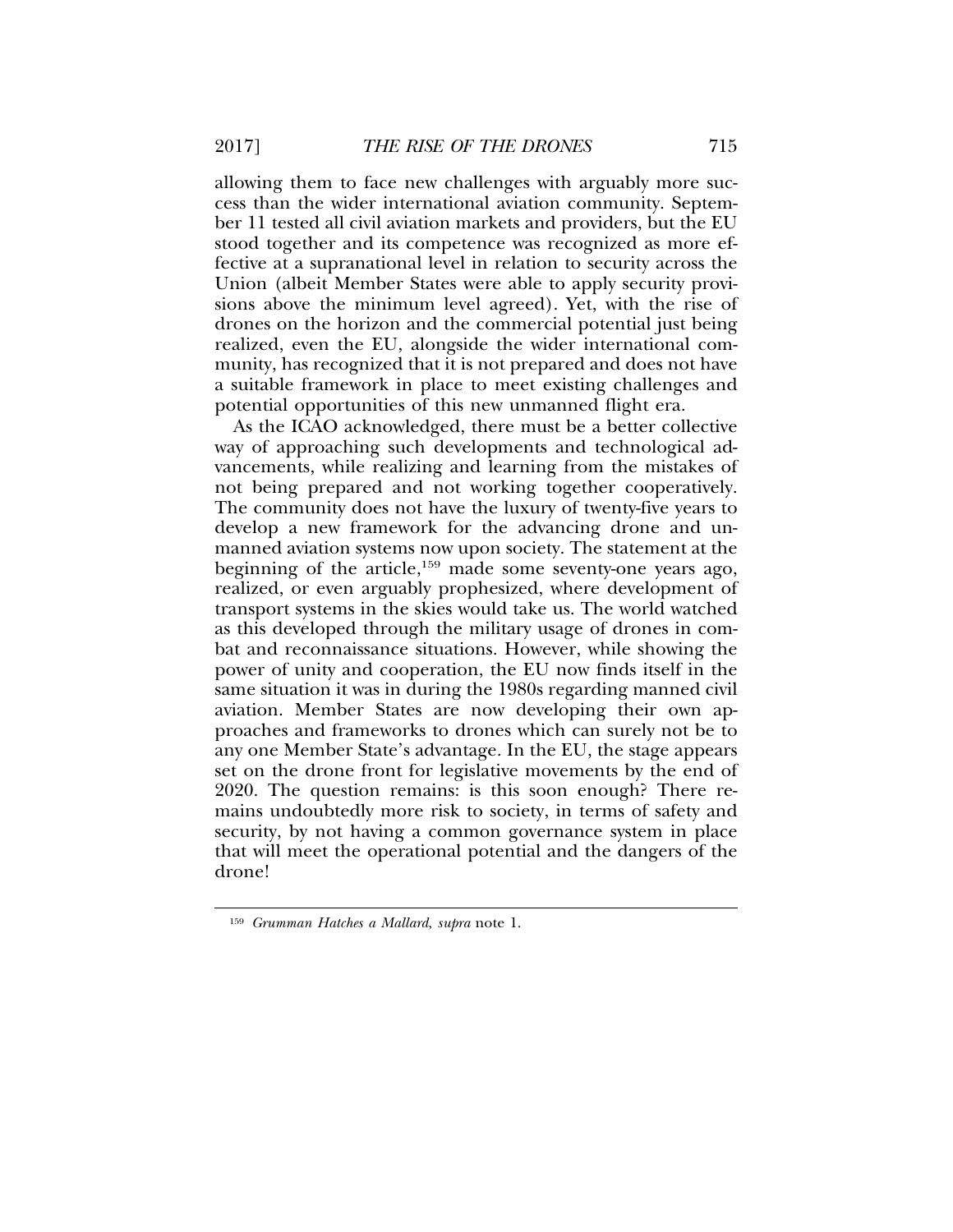allowing them to face new challenges with arguably more success than the wider international aviation community. September 11 tested all civil aviation markets and providers, but the EU stood together and its competence was recognized as more effective at a supranational level in relation to security across the Union (albeit Member States were able to apply security provisions above the minimum level agreed). Yet, with the rise of drones on the horizon and the commercial potential just being realized, even the EU, alongside the wider international community, has recognized that it is not prepared and does not have a suitable framework in place to meet existing challenges and potential opportunities of this new unmanned flight era.

As the ICAO acknowledged, there must be a better collective way of approaching such developments and technological advancements, while realizing and learning from the mistakes of not being prepared and not working together cooperatively. The community does not have the luxury of twenty-five years to develop a new framework for the advancing drone and unmanned aviation systems now upon society. The statement at the beginning of the article,[159] made some seventy-one years ago, realized, or even arguably prophesized, where development of transport systems in the skies would take us. The world watched as this developed through the military usage of drones in combat and reconnaissance situations. However, while showing the power of unity and cooperation, the EU now finds itself in the same situation it was in during the 1980s regarding manned civil aviation. Member States are now developing their own approaches and frameworks to drones which can surely not be to any one Member State's advantage. In the EU, the stage appears set on the drone front for legislative movements by the end of 2020. The question remains: is this soon enough? There remains undoubtedly more risk to society, in terms of safety and security, by not having a common governance system in place that will meet the operational potential and the dangers of the drone!

[159] *Grumman Hatches a Mallard*, *supra* note 1.